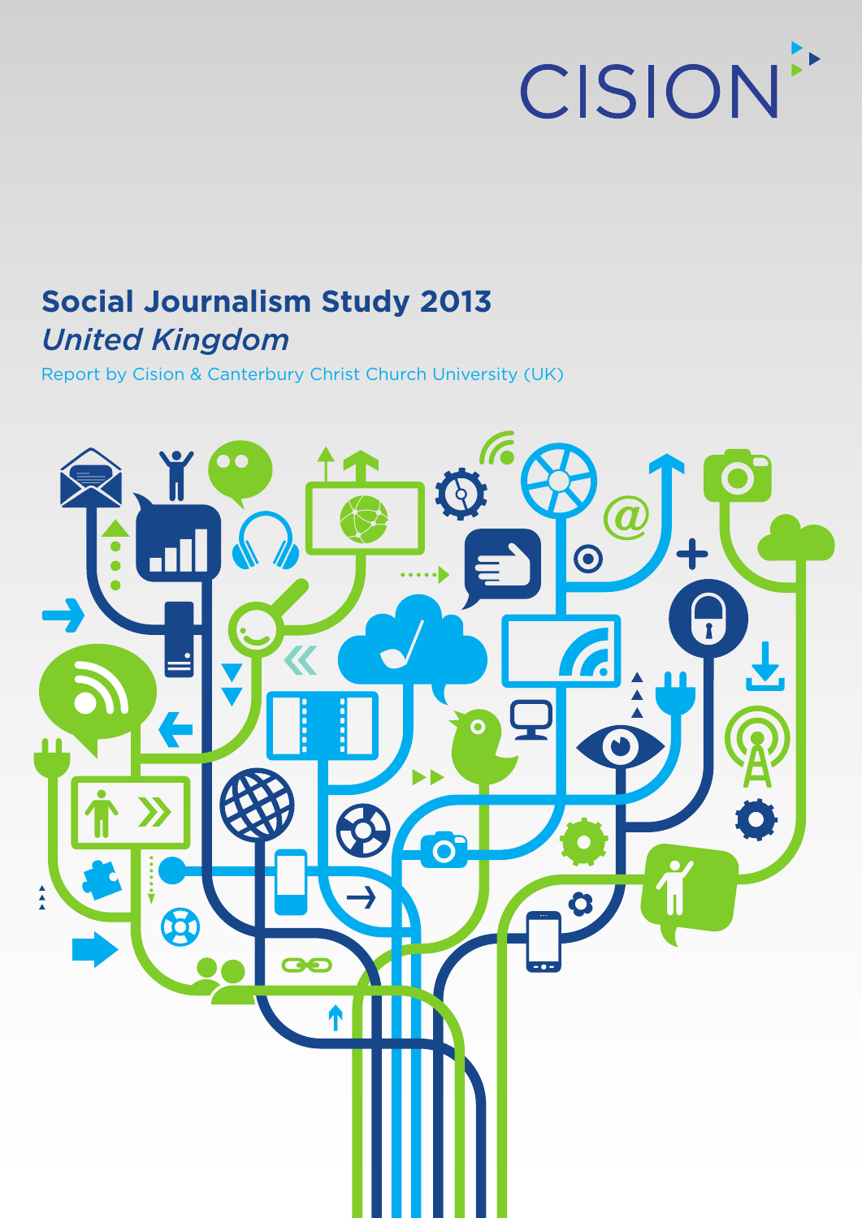CISION

# Social Journalism Study 2013

## *United Kingdom*

Report by Cision & Canterbury Christ Church University (UK)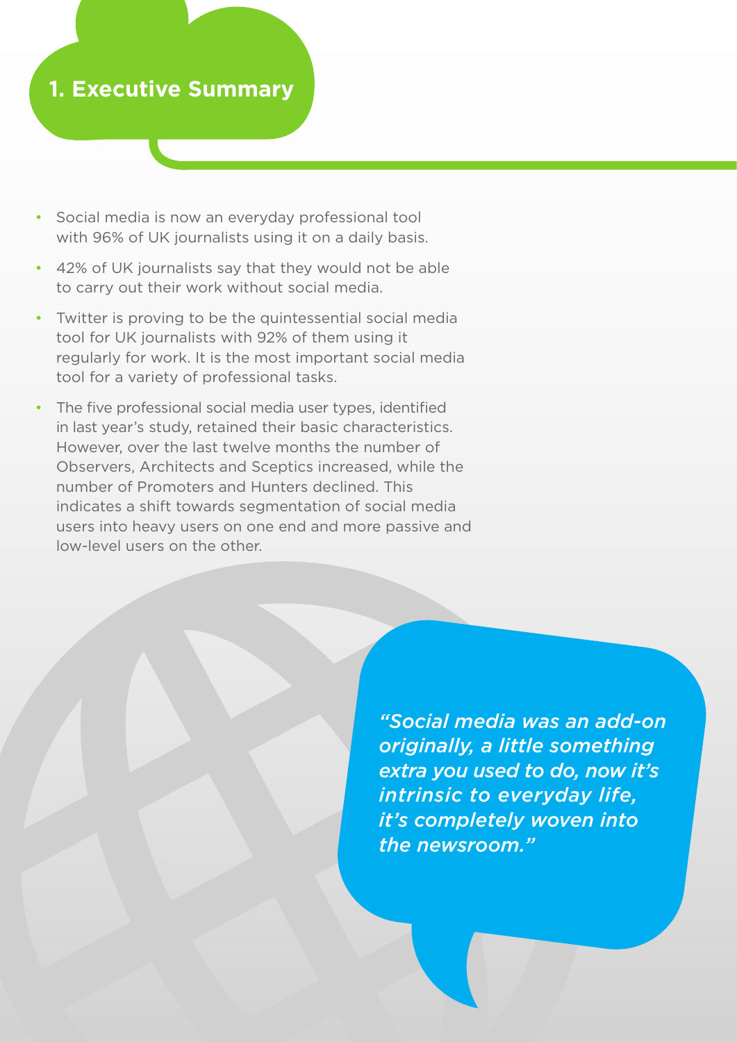# 1. Executive Summary

- Social media is now an everyday professional tool with 96% of UK journalists using it on a daily basis.
- 42% of UK journalists say that they would not be able to carry out their work without social media.
- Twitter is proving to be the quintessential social media tool for UK journalists with 92% of them using it regularly for work. It is the most important social media tool for a variety of professional tasks.
- The five professional social media user types, identified in last year's study, retained their basic characteristics. However, over the last twelve months the number of Observers, Architects and Sceptics increased, while the number of Promoters and Hunters declined. This indicates a shift towards segmentation of social media users into heavy users on one end and more passive and low-level users on the other.

> *"Social media was an add-on originally, a little something extra you used to do, now it's intrinsic to everyday life, it's completely woven into the newsroom."*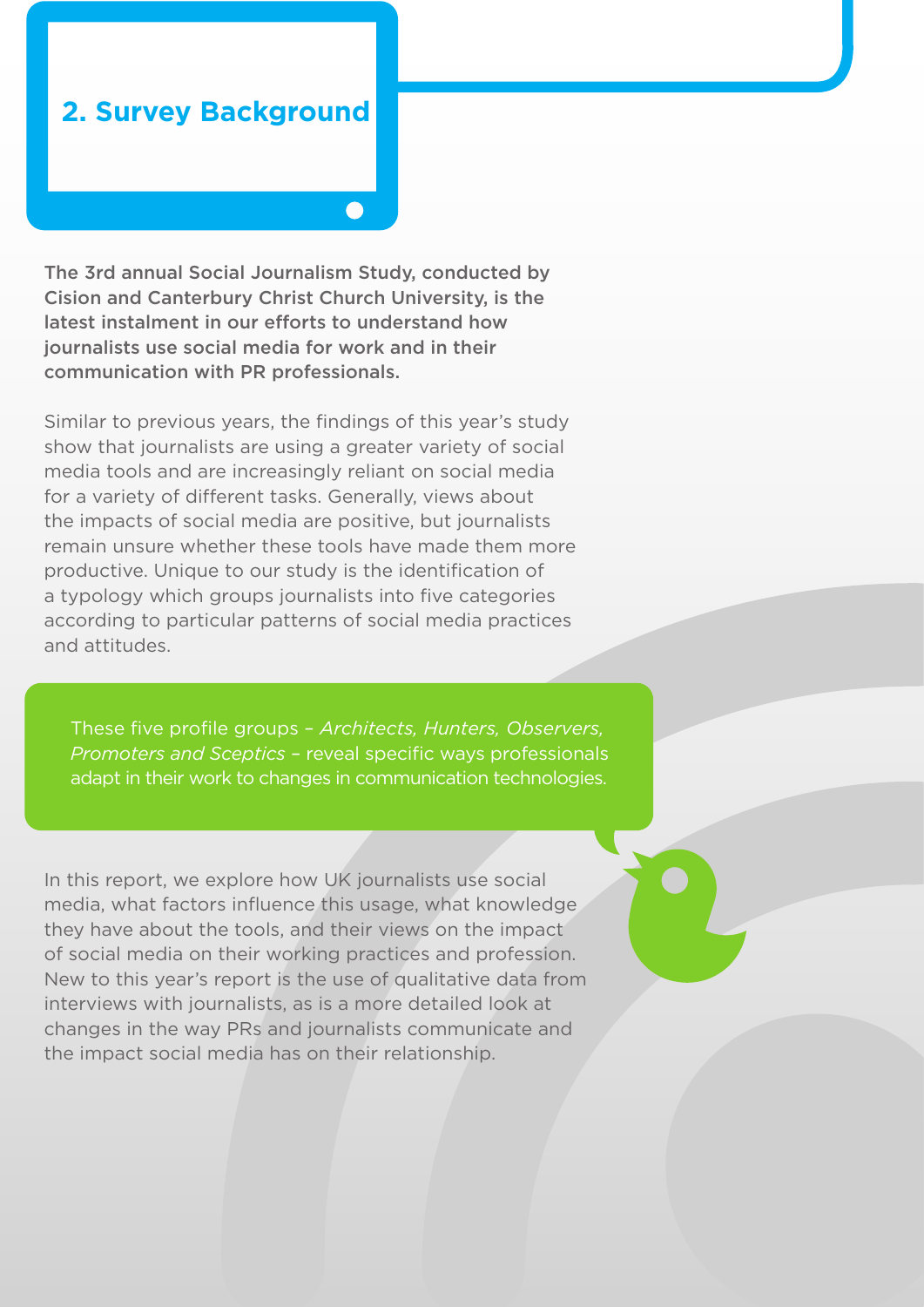## 2. Survey Background

**The 3rd annual Social Journalism Study, conducted by Cision and Canterbury Christ Church University, is the latest instalment in our efforts to understand how journalists use social media for work and in their communication with PR professionals.**

Similar to previous years, the findings of this year's study show that journalists are using a greater variety of social media tools and are increasingly reliant on social media for a variety of different tasks. Generally, views about the impacts of social media are positive, but journalists remain unsure whether these tools have made them more productive. Unique to our study is the identification of a typology which groups journalists into five categories according to particular patterns of social media practices and attitudes.

These five profile groups – *Architects, Hunters, Observers, Promoters and Sceptics* – reveal specific ways professionals adapt in their work to changes in communication technologies.

In this report, we explore how UK journalists use social media, what factors influence this usage, what knowledge they have about the tools, and their views on the impact of social media on their working practices and profession. New to this year's report is the use of qualitative data from interviews with journalists, as is a more detailed look at changes in the way PRs and journalists communicate and the impact social media has on their relationship.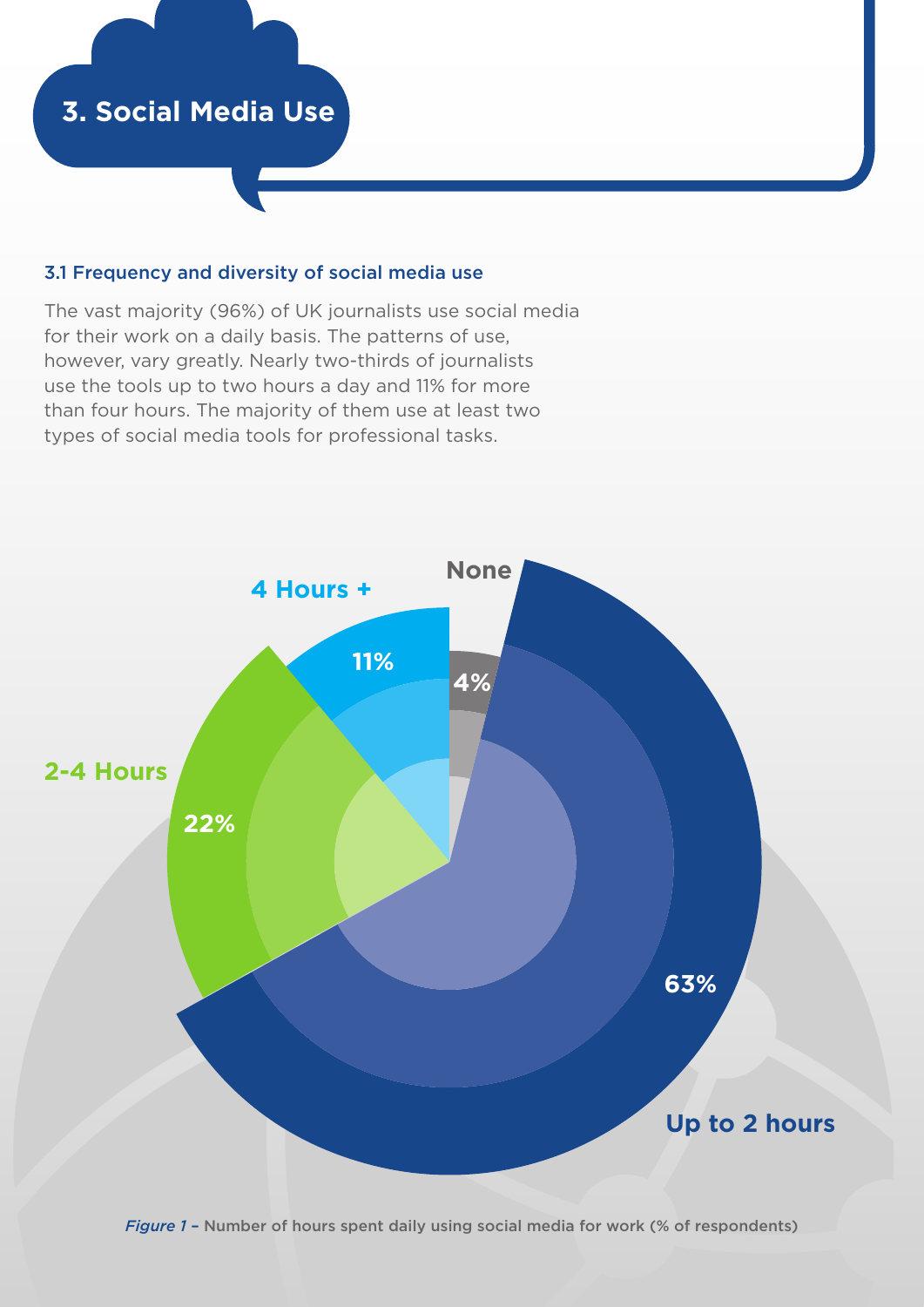# 3. Social Media Use

### 3.1 Frequency and diversity of social media use

The vast majority (96%) of UK journalists use social media for their work on a daily basis. The patterns of use, however, vary greatly. Nearly two-thirds of journalists use the tools up to two hours a day and 11% for more than four hours. The majority of them use at least two types of social media tools for professional tasks.

None 4%

4 Hours + 11%

2-4 Hours 22%

Up to 2 hours 63%

*Figure 1* – Number of hours spent daily using social media for work (% of respondents)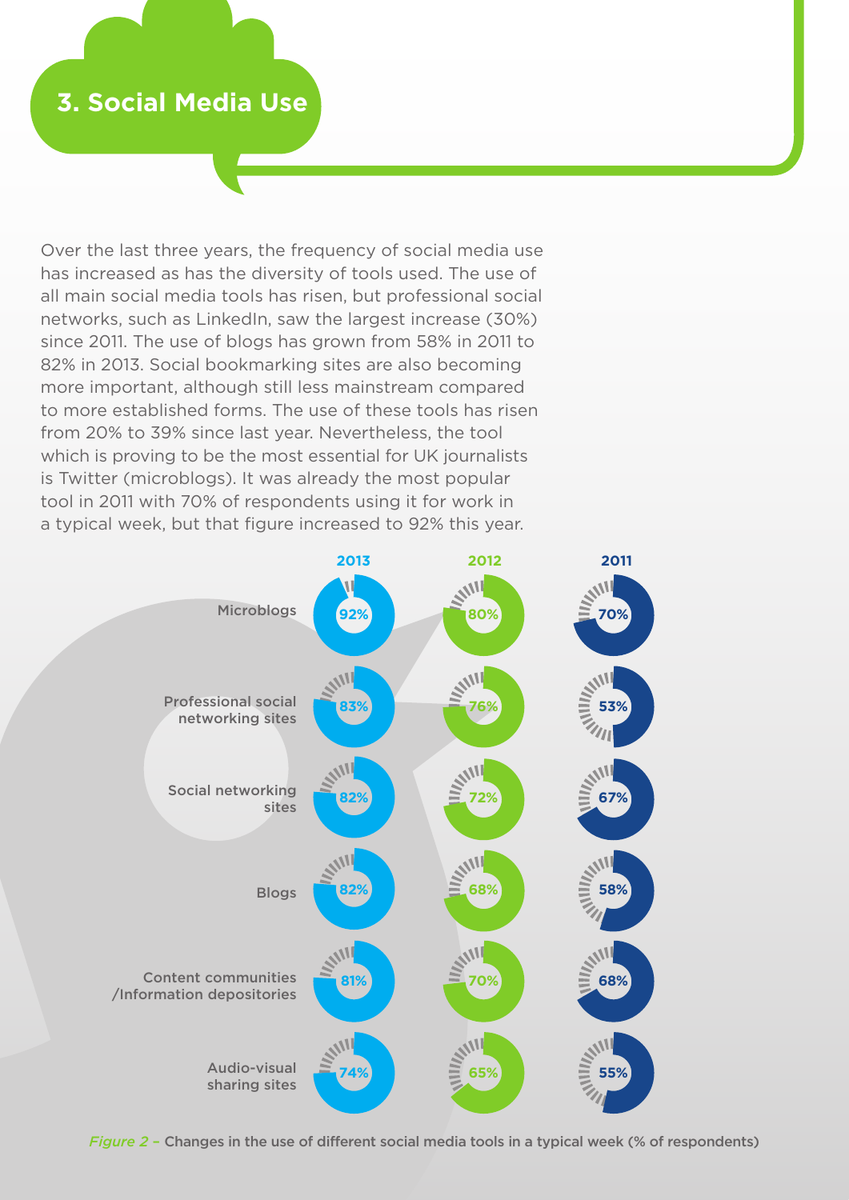## 3. Social Media Use

Over the last three years, the frequency of social media use has increased as has the diversity of tools used. The use of all main social media tools has risen, but professional social networks, such as LinkedIn, saw the largest increase (30%) since 2011. The use of blogs has grown from 58% in 2011 to 82% in 2013. Social bookmarking sites are also becoming more important, although still less mainstream compared to more established forms. The use of these tools has risen from 20% to 39% since last year. Nevertheless, the tool which is proving to be the most essential for UK journalists is Twitter (microblogs). It was already the most popular tool in 2011 with 70% of respondents using it for work in a typical week, but that figure increased to 92% this year.

| | 2013 | 2012 | 2011 |
|---|---|---|---|
| Microblogs | 92% | 80% | 70% |
| Professional social networking sites | 83% | 76% | 53% |
| Social networking sites | 82% | 72% | 67% |
| Blogs | 82% | 68% | 58% |
| Content communities /Information depositories | 81% | 70% | 68% |
| Audio-visual sharing sites | 74% | 65% | 55% |

*Figure 2* – Changes in the use of different social media tools in a typical week (% of respondents)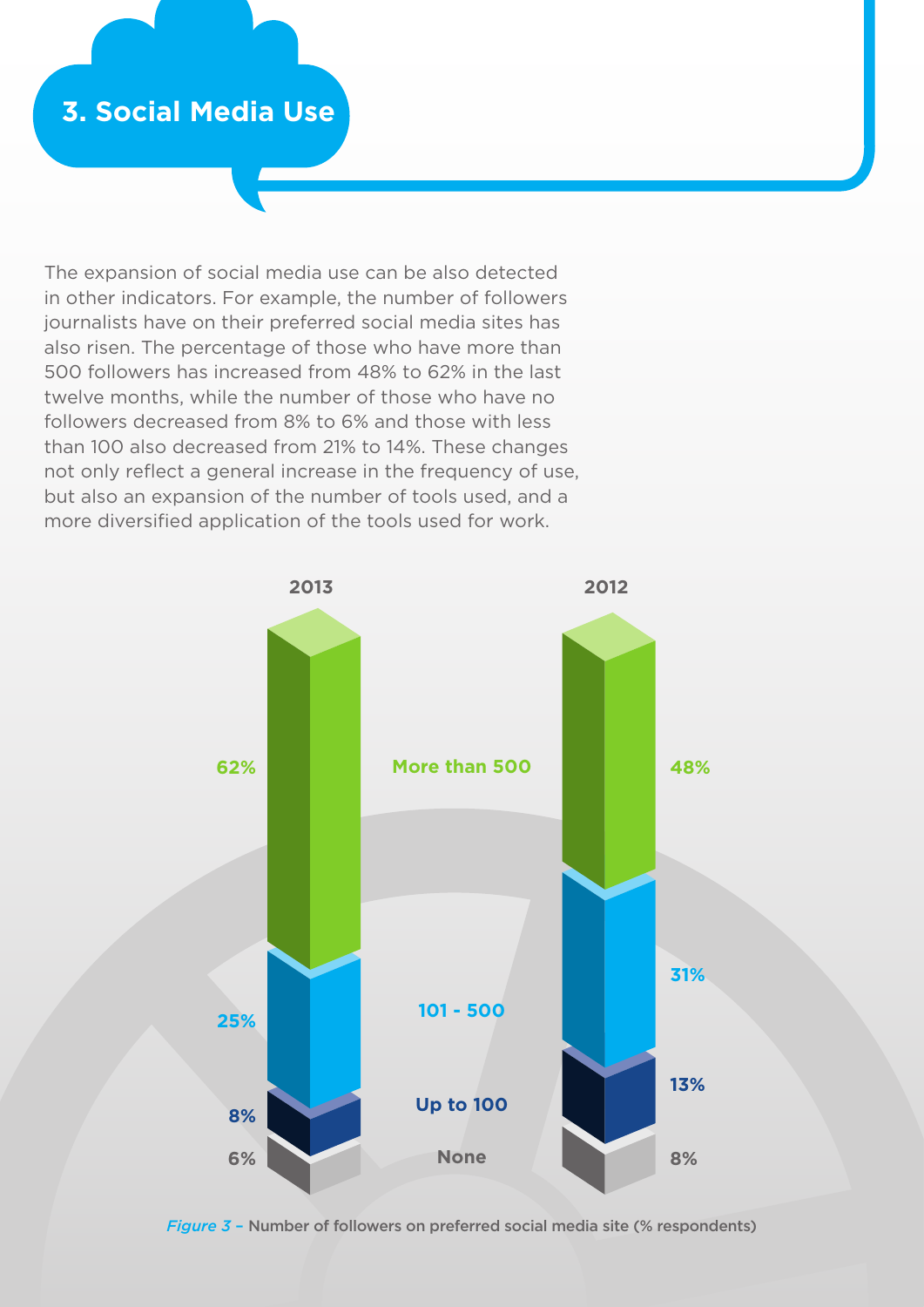## 3. Social Media Use

The expansion of social media use can be also detected in other indicators. For example, the number of followers journalists have on their preferred social media sites has also risen. The percentage of those who have more than 500 followers has increased from 48% to 62% in the last twelve months, while the number of those who have no followers decreased from 8% to 6% and those with less than 100 also decreased from 21% to 14%. These changes not only reflect a general increase in the frequency of use, but also an expansion of the number of tools used, and a more diversified application of the tools used for work.

| | 2013 | 2012 |
|---|---|---|
| More than 500 | 62% | 48% |
| 101 - 500 | 25% | 31% |
| Up to 100 | 8% | 13% |
| None | 6% | 8% |

*Figure 3 –* Number of followers on preferred social media site (% respondents)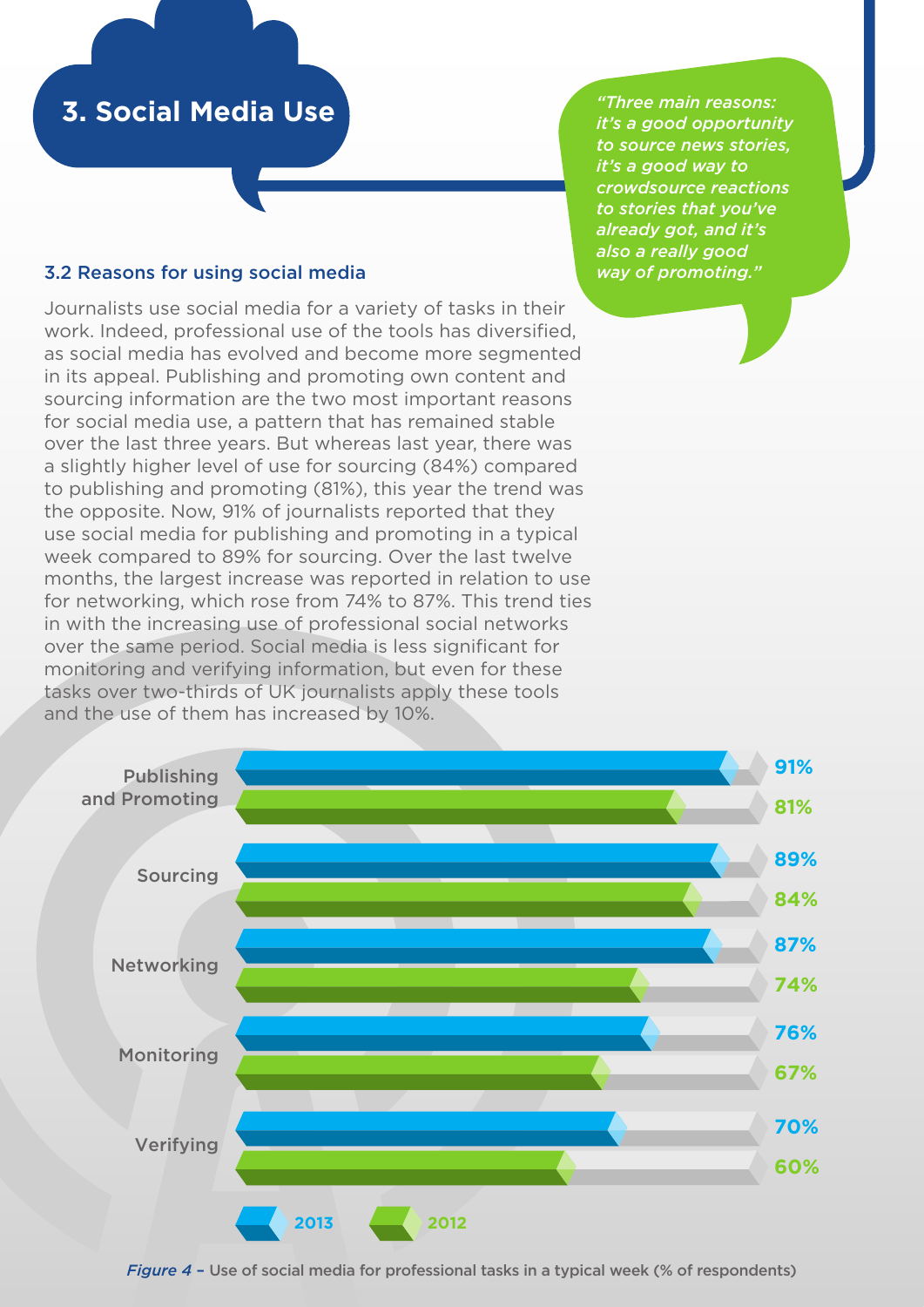# 3. Social Media Use

> *"Three main reasons: it's a good opportunity to source news stories, it's a good way to crowdsource reactions to stories that you've already got, and it's also a really good way of promoting."*

### 3.2 Reasons for using social media

Journalists use social media for a variety of tasks in their work. Indeed, professional use of the tools has diversified, as social media has evolved and become more segmented in its appeal. Publishing and promoting own content and sourcing information are the two most important reasons for social media use, a pattern that has remained stable over the last three years. But whereas last year, there was a slightly higher level of use for sourcing (84%) compared to publishing and promoting (81%), this year the trend was the opposite. Now, 91% of journalists reported that they use social media for publishing and promoting in a typical week compared to 89% for sourcing. Over the last twelve months, the largest increase was reported in relation to use for networking, which rose from 74% to 87%. This trend ties in with the increasing use of professional social networks over the same period. Social media is less significant for monitoring and verifying information, but even for these tasks over two-thirds of UK journalists apply these tools and the use of them has increased by 10%.

| Task | 2013 | 2012 |
|---|---|---|
| Publishing and Promoting | 91% | 81% |
| Sourcing | 89% | 84% |
| Networking | 87% | 74% |
| Monitoring | 76% | 67% |
| Verifying | 70% | 60% |

*Figure 4* – Use of social media for professional tasks in a typical week (% of respondents)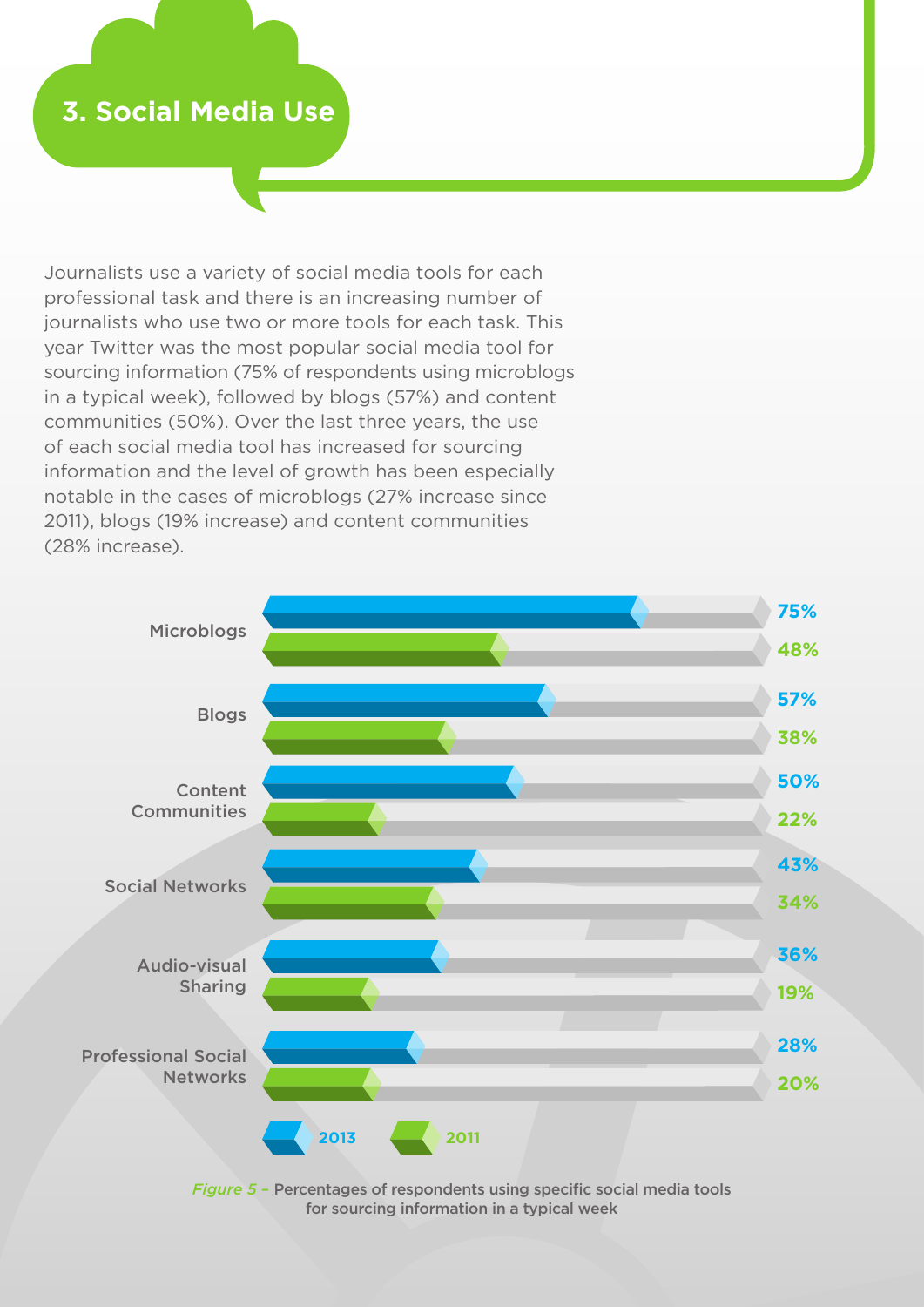# 3. Social Media Use

Journalists use a variety of social media tools for each professional task and there is an increasing number of journalists who use two or more tools for each task. This year Twitter was the most popular social media tool for sourcing information (75% of respondents using microblogs in a typical week), followed by blogs (57%) and content communities (50%). Over the last three years, the use of each social media tool has increased for sourcing information and the level of growth has been especially notable in the cases of microblogs (27% increase since 2011), blogs (19% increase) and content communities (28% increase).

| | 2013 | 2011 |
|---|---|---|
| Microblogs | 75% | 48% |
| Blogs | 57% | 38% |
| Content Communities | 50% | 22% |
| Social Networks | 43% | 34% |
| Audio-visual Sharing | 36% | 19% |
| Professional Social Networks | 28% | 20% |

*Figure 5* – Percentages of respondents using specific social media tools for sourcing information in a typical week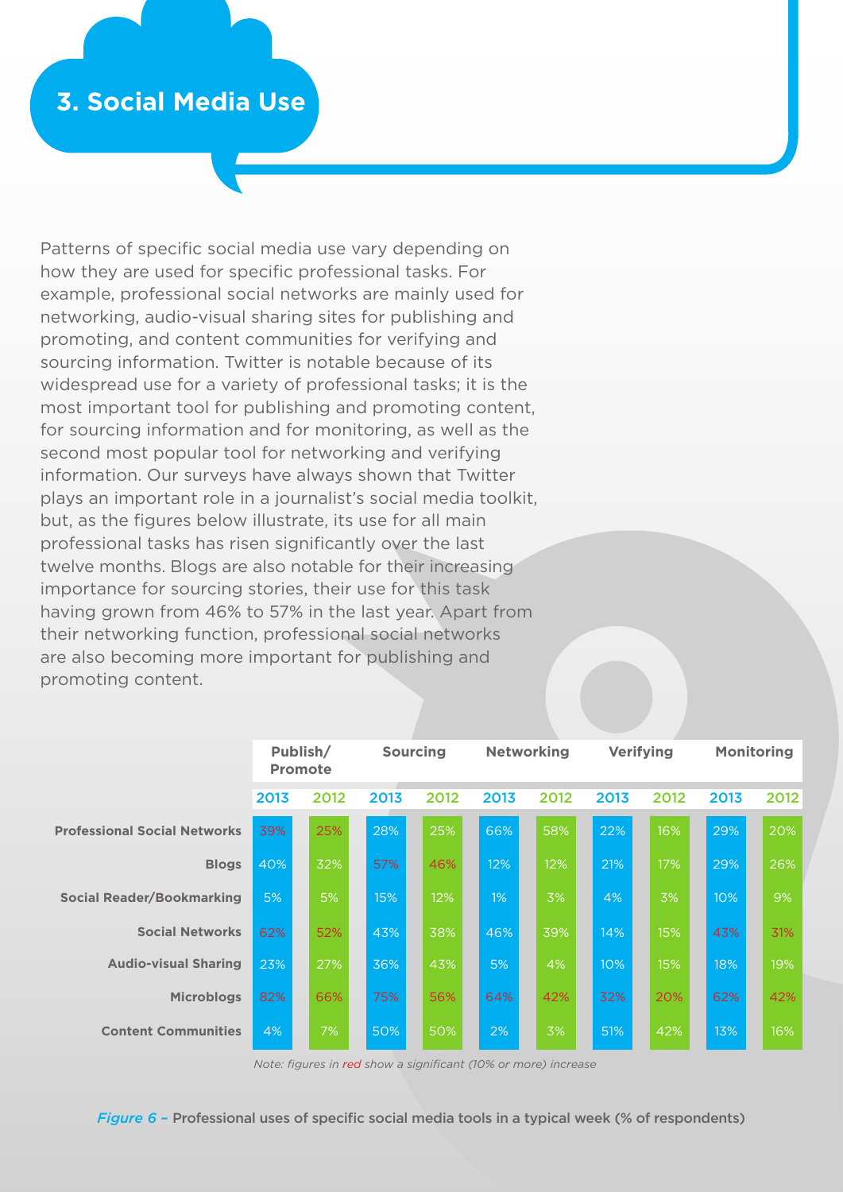# 3. Social Media Use

Patterns of specific social media use vary depending on how they are used for specific professional tasks. For example, professional social networks are mainly used for networking, audio-visual sharing sites for publishing and promoting, and content communities for verifying and sourcing information. Twitter is notable because of its widespread use for a variety of professional tasks; it is the most important tool for publishing and promoting content, for sourcing information and for monitoring, as well as the second most popular tool for networking and verifying information. Our surveys have always shown that Twitter plays an important role in a journalist's social media toolkit, but, as the figures below illustrate, its use for all main professional tasks has risen significantly over the last twelve months. Blogs are also notable for their increasing importance for sourcing stories, their use for this task having grown from 46% to 57% in the last year. Apart from their networking function, professional social networks are also becoming more important for publishing and promoting content.

| | Publish/ Promote | | Sourcing | | Networking | | Verifying | | Monitoring | |
|---|---|---|---|---|---|---|---|---|---|---|
| | 2013 | 2012 | 2013 | 2012 | 2013 | 2012 | 2013 | 2012 | 2013 | 2012 |
| Professional Social Networks | 39% | 25% | 28% | 25% | 66% | 58% | 22% | 16% | 29% | 20% |
| Blogs | 40% | 32% | 57% | 46% | 12% | 12% | 21% | 17% | 29% | 26% |
| Social Reader/Bookmarking | 5% | 5% | 15% | 12% | 1% | 3% | 4% | 3% | 10% | 9% |
| Social Networks | 62% | 52% | 43% | 38% | 46% | 39% | 14% | 15% | 43% | 31% |
| Audio-visual Sharing | 23% | 27% | 36% | 43% | 5% | 4% | 10% | 15% | 18% | 19% |
| Microblogs | 82% | 66% | 75% | 56% | 64% | 42% | 32% | 20% | 62% | 42% |
| Content Communities | 4% | 7% | 50% | 50% | 2% | 3% | 51% | 42% | 13% | 16% |

*Note: figures in red show a significant (10% or more) increase*

*Figure 6* – **Professional uses of specific social media tools in a typical week (% of respondents)**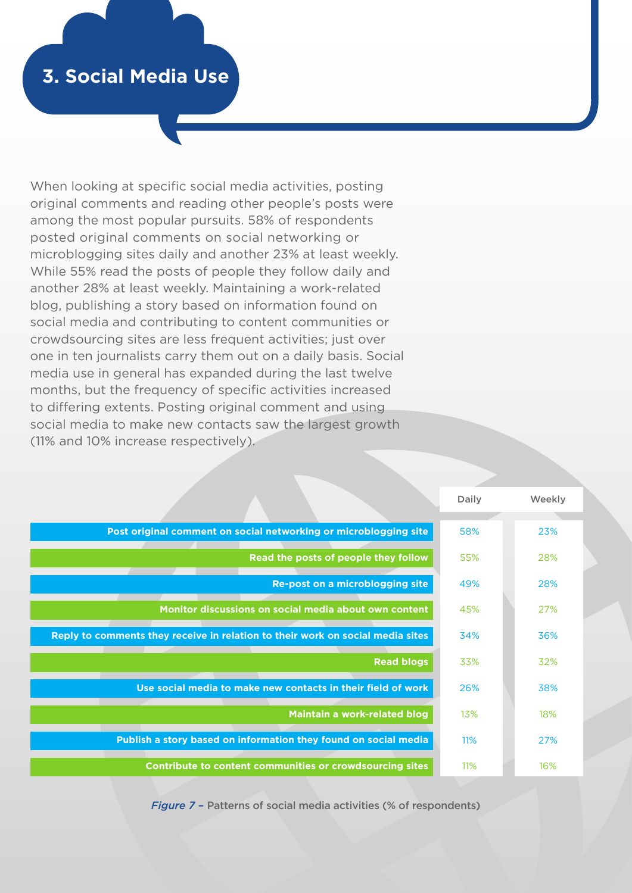## 3. Social Media Use

When looking at specific social media activities, posting original comments and reading other people's posts were among the most popular pursuits. 58% of respondents posted original comments on social networking or microblogging sites daily and another 23% at least weekly. While 55% read the posts of people they follow daily and another 28% at least weekly. Maintaining a work-related blog, publishing a story based on information found on social media and contributing to content communities or crowdsourcing sites are less frequent activities; just over one in ten journalists carry them out on a daily basis. Social media use in general has expanded during the last twelve months, but the frequency of specific activities increased to differing extents. Posting original comment and using social media to make new contacts saw the largest growth (11% and 10% increase respectively).

| | Daily | Weekly |
|---|---|---|
| Post original comment on social networking or microblogging site | 58% | 23% |
| Read the posts of people they follow | 55% | 28% |
| Re-post on a microblogging site | 49% | 28% |
| Monitor discussions on social media about own content | 45% | 27% |
| Reply to comments they receive in relation to their work on social media sites | 34% | 36% |
| Read blogs | 33% | 32% |
| Use social media to make new contacts in their field of work | 26% | 38% |
| Maintain a work-related blog | 13% | 18% |
| Publish a story based on information they found on social media | 11% | 27% |
| Contribute to content communities or crowdsourcing sites | 11% | 16% |

*Figure 7* – **Patterns of social media activities (% of respondents)**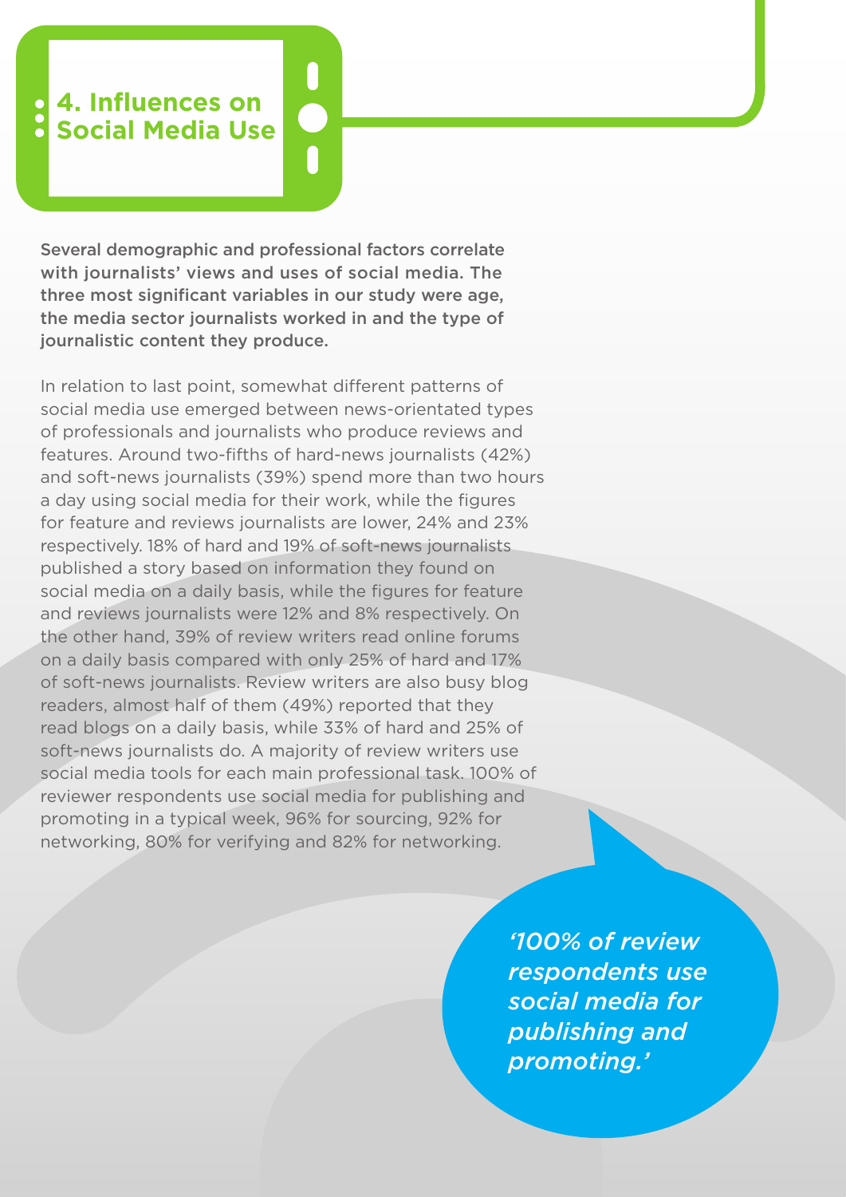## 4. Influences on Social Media Use

**Several demographic and professional factors correlate with journalists' views and uses of social media. The three most significant variables in our study were age, the media sector journalists worked in and the type of journalistic content they produce.**

In relation to last point, somewhat different patterns of social media use emerged between news-orientated types of professionals and journalists who produce reviews and features. Around two-fifths of hard-news journalists (42%) and soft-news journalists (39%) spend more than two hours a day using social media for their work, while the figures for feature and reviews journalists are lower, 24% and 23% respectively. 18% of hard and 19% of soft-news journalists published a story based on information they found on social media on a daily basis, while the figures for feature and reviews journalists were 12% and 8% respectively. On the other hand, 39% of review writers read online forums on a daily basis compared with only 25% of hard and 17% of soft-news journalists. Review writers are also busy blog readers, almost half of them (49%) reported that they read blogs on a daily basis, while 33% of hard and 25% of soft-news journalists do. A majority of review writers use social media tools for each main professional task. 100% of reviewer respondents use social media for publishing and promoting in a typical week, 96% for sourcing, 92% for networking, 80% for verifying and 82% for networking.

*'100% of review respondents use social media for publishing and promoting.'*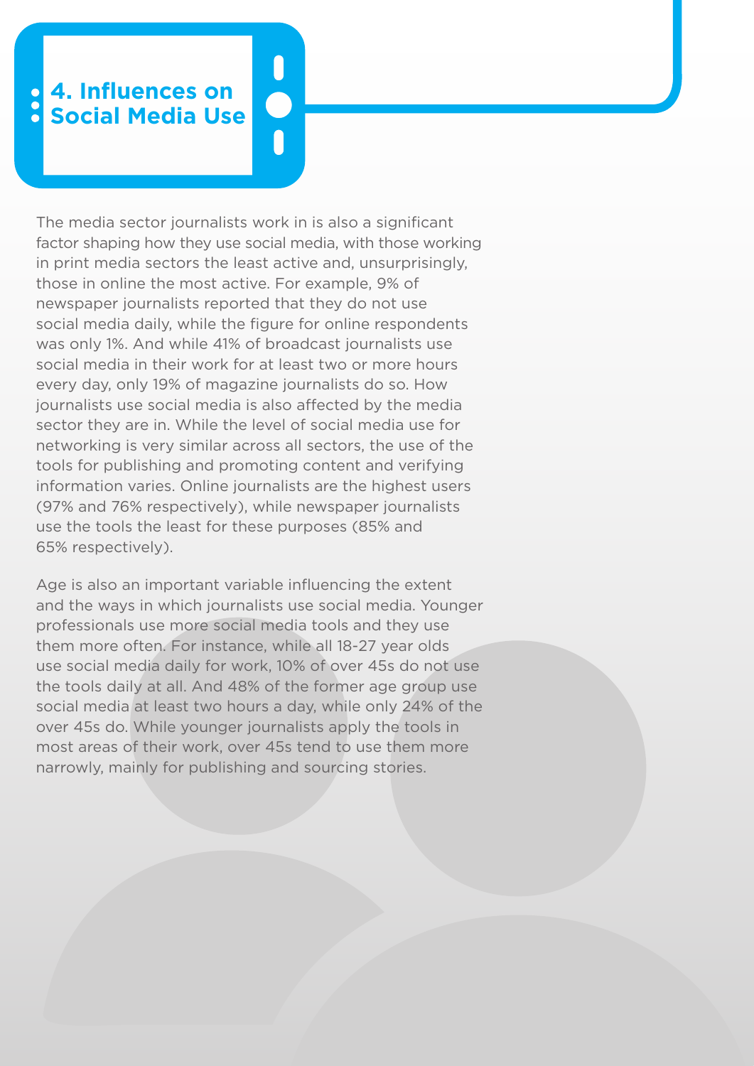## 4. Influences on Social Media Use

The media sector journalists work in is also a significant factor shaping how they use social media, with those working in print media sectors the least active and, unsurprisingly, those in online the most active. For example, 9% of newspaper journalists reported that they do not use social media daily, while the figure for online respondents was only 1%. And while 41% of broadcast journalists use social media in their work for at least two or more hours every day, only 19% of magazine journalists do so. How journalists use social media is also affected by the media sector they are in. While the level of social media use for networking is very similar across all sectors, the use of the tools for publishing and promoting content and verifying information varies. Online journalists are the highest users (97% and 76% respectively), while newspaper journalists use the tools the least for these purposes (85% and 65% respectively).

Age is also an important variable influencing the extent and the ways in which journalists use social media. Younger professionals use more social media tools and they use them more often. For instance, while all 18-27 year olds use social media daily for work, 10% of over 45s do not use the tools daily at all. And 48% of the former age group use social media at least two hours a day, while only 24% of the over 45s do. While younger journalists apply the tools in most areas of their work, over 45s tend to use them more narrowly, mainly for publishing and sourcing stories.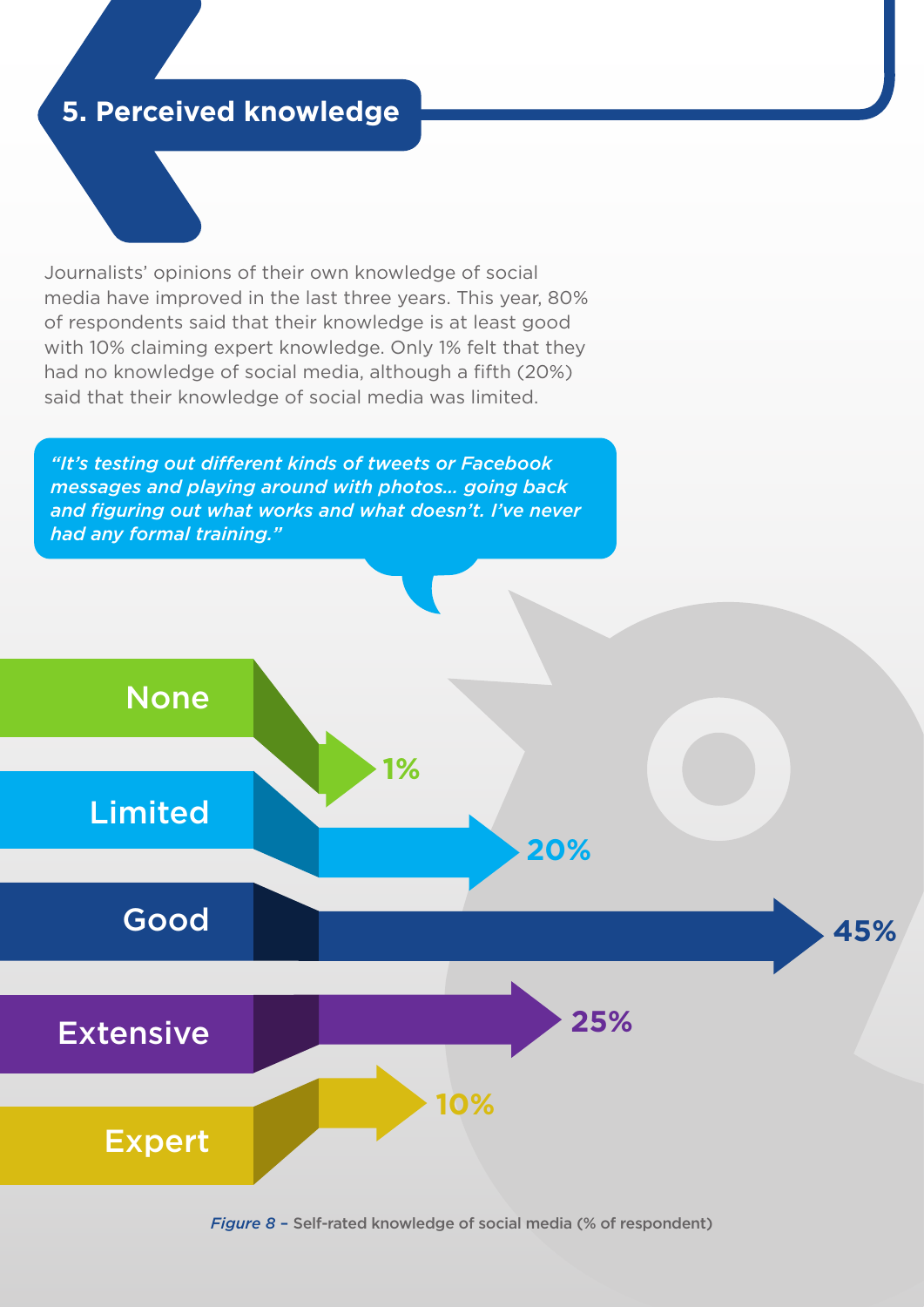## 5. Perceived knowledge

Journalists' opinions of their own knowledge of social media have improved in the last three years. This year, 80% of respondents said that their knowledge is at least good with 10% claiming expert knowledge. Only 1% felt that they had no knowledge of social media, although a fifth (20%) said that their knowledge of social media was limited.

> *"It's testing out different kinds of tweets or Facebook messages and playing around with photos... going back and figuring out what works and what doesn't. I've never had any formal training."*

| Knowledge | % |
|---|---|
| None | 1% |
| Limited | 20% |
| Good | 45% |
| Extensive | 25% |
| Expert | 10% |

*Figure 8* – Self-rated knowledge of social media (% of respondent)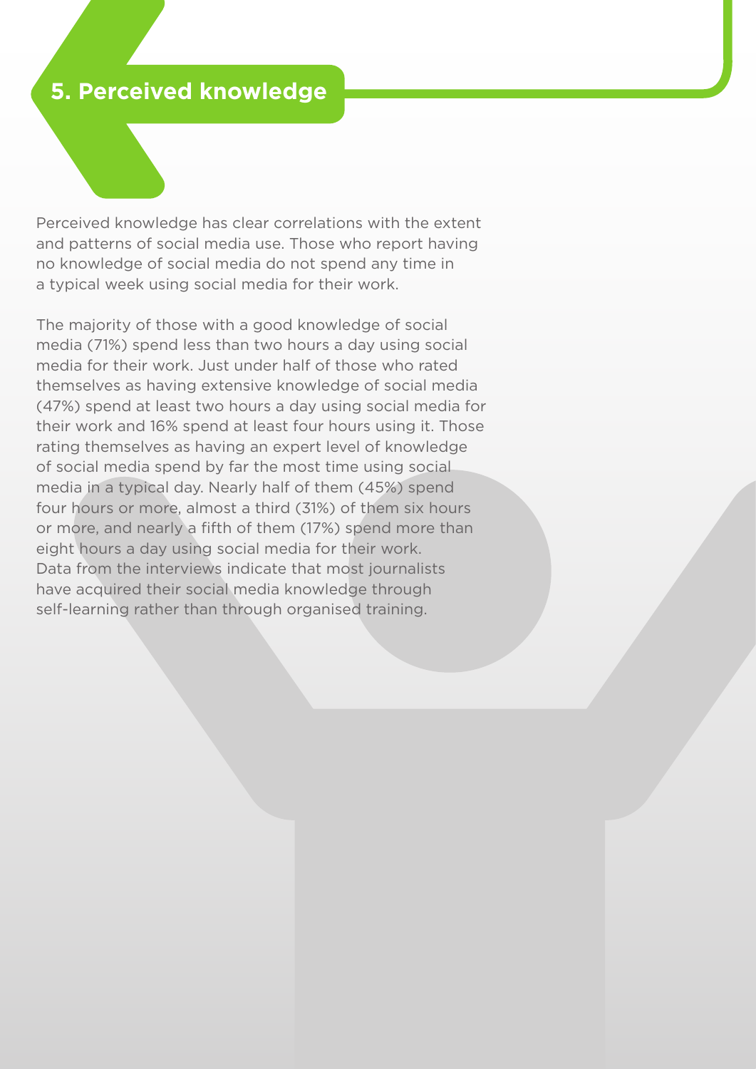## 5. Perceived knowledge

Perceived knowledge has clear correlations with the extent and patterns of social media use. Those who report having no knowledge of social media do not spend any time in a typical week using social media for their work.

The majority of those with a good knowledge of social media (71%) spend less than two hours a day using social media for their work. Just under half of those who rated themselves as having extensive knowledge of social media (47%) spend at least two hours a day using social media for their work and 16% spend at least four hours using it. Those rating themselves as having an expert level of knowledge of social media spend by far the most time using social media in a typical day. Nearly half of them (45%) spend four hours or more, almost a third (31%) of them six hours or more, and nearly a fifth of them (17%) spend more than eight hours a day using social media for their work. Data from the interviews indicate that most journalists have acquired their social media knowledge through self-learning rather than through organised training.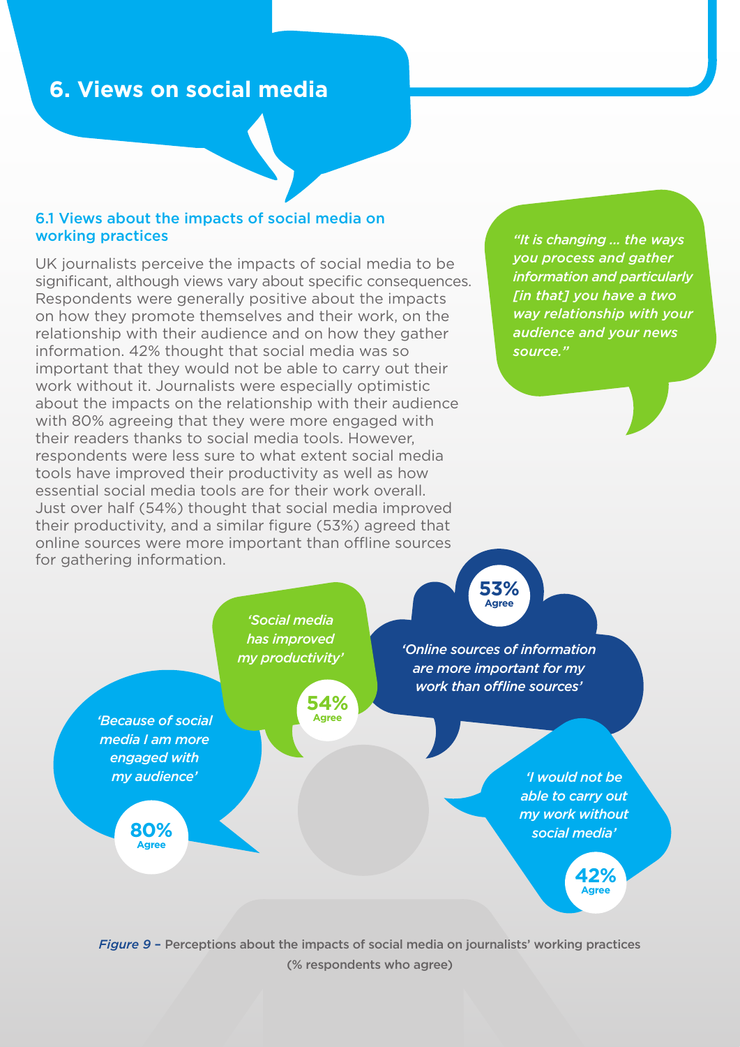# 6. Views on social media

## 6.1 Views about the impacts of social media on working practices

UK journalists perceive the impacts of social media to be significant, although views vary about specific consequences. Respondents were generally positive about the impacts on how they promote themselves and their work, on the relationship with their audience and on how they gather information. 42% thought that social media was so important that they would not be able to carry out their work without it. Journalists were especially optimistic about the impacts on the relationship with their audience with 80% agreeing that they were more engaged with their readers thanks to social media tools. However, respondents were less sure to what extent social media tools have improved their productivity as well as how essential social media tools are for their work overall. Just over half (54%) thought that social media improved their productivity, and a similar figure (53%) agreed that online sources were more important than offline sources for gathering information.

*"It is changing ... the ways you process and gather information and particularly [in that] you have a two way relationship with your audience and your news source."*

*'Social media has improved my productivity'* — **54%** Agree

*'Online sources of information are more important for my work than offline sources'* — **53%** Agree

*'Because of social media I am more engaged with my audience'* — **80%** Agree

*'I would not be able to carry out my work without social media'* — **42%** Agree

*Figure 9* – Perceptions about the impacts of social media on journalists' working practices (% respondents who agree)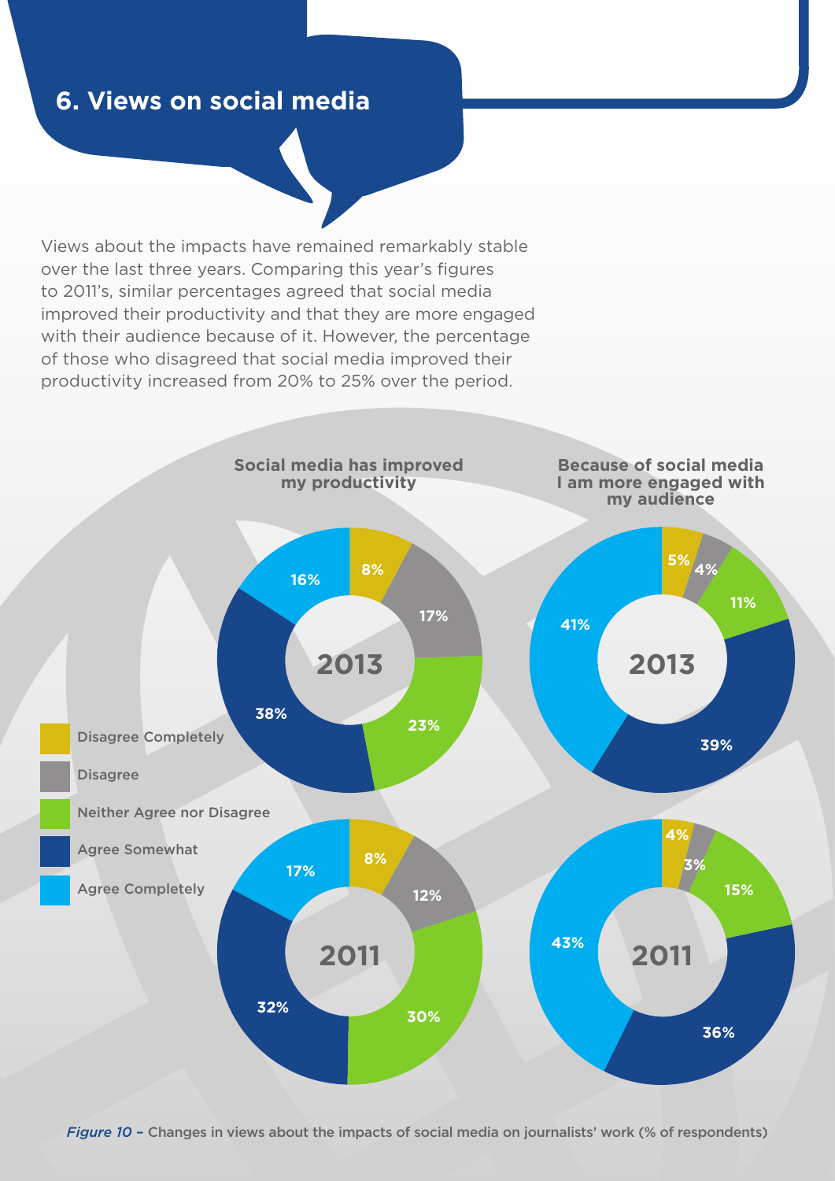## 6. Views on social media

Views about the impacts have remained remarkably stable over the last three years. Comparing this year's figures to 2011's, similar percentages agreed that social media improved their productivity and that they are more engaged with their audience because of it. However, the percentage of those who disagreed that social media improved their productivity increased from 20% to 25% over the period.

| | Social media has improved my productivity (2013) | Social media has improved my productivity (2011) | Because of social media I am more engaged with my audience (2013) | Because of social media I am more engaged with my audience (2011) |
|---|---|---|---|---|
| Disagree Completely | 8% | 8% | 5% | 4% |
| Disagree | 17% | 12% | 4% | 3% |
| Neither Agree nor Disagree | 23% | 30% | 11% | 15% |
| Agree Somewhat | 38% | 32% | 39% | 36% |
| Agree Completely | 16% | 17% | 41% | 43% |

*Figure 10* – Changes in views about the impacts of social media on journalists' work (% of respondents)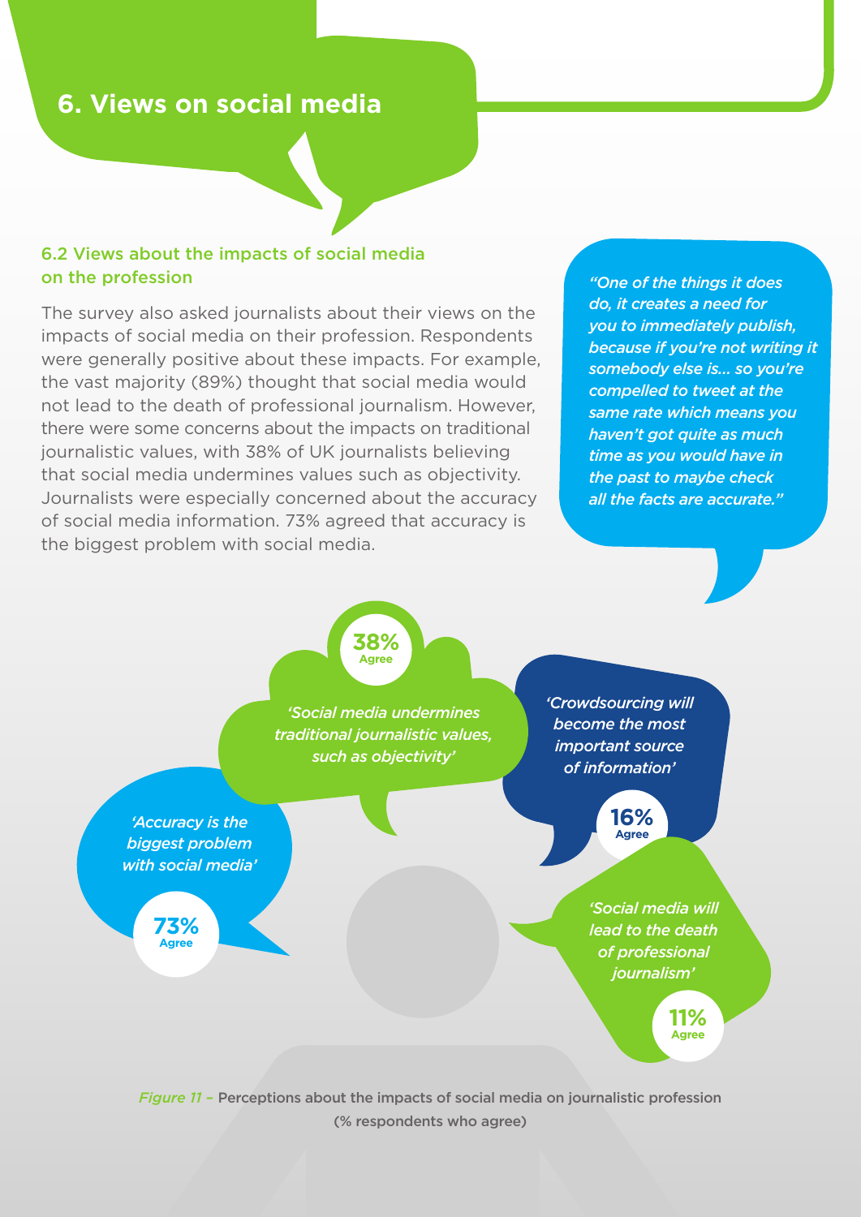# 6. Views on social media

## 6.2 Views about the impacts of social media on the profession

The survey also asked journalists about their views on the impacts of social media on their profession. Respondents were generally positive about these impacts. For example, the vast majority (89%) thought that social media would not lead to the death of professional journalism. However, there were some concerns about the impacts on traditional journalistic values, with 38% of UK journalists believing that social media undermines values such as objectivity. Journalists were especially concerned about the accuracy of social media information. 73% agreed that accuracy is the biggest problem with social media.

*"One of the things it does do, it creates a need for you to immediately publish, because if you're not writing it somebody else is… so you're compelled to tweet at the same rate which means you haven't got quite as much time as you would have in the past to maybe check all the facts are accurate."*

**38%** Agree — *'Social media undermines traditional journalistic values, such as objectivity'*

*'Crowdsourcing will become the most important source of information'* — **16%** Agree

*'Accuracy is the biggest problem with social media'* — **73%** Agree

*'Social media will lead to the death of professional journalism'* — **11%** Agree

*Figure 11* – Perceptions about the impacts of social media on journalistic profession (% respondents who agree)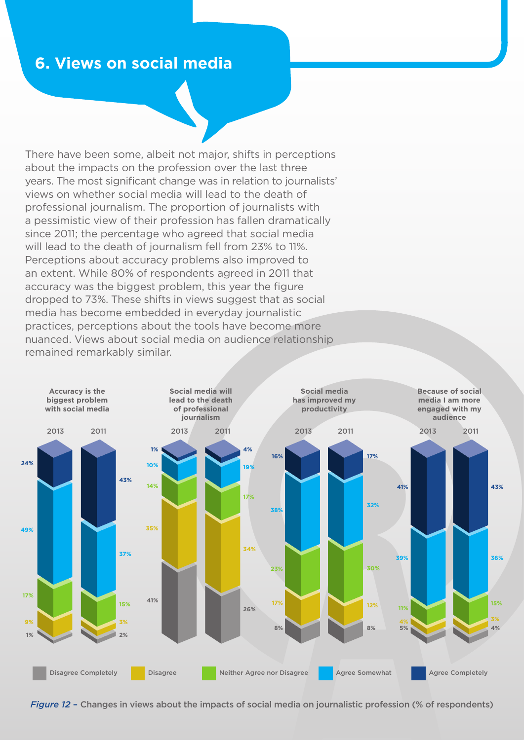## 6. Views on social media

There have been some, albeit not major, shifts in perceptions about the impacts on the profession over the last three years. The most significant change was in relation to journalists' views on whether social media will lead to the death of professional journalism. The proportion of journalists with a pessimistic view of their profession has fallen dramatically since 2011; the percentage who agreed that social media will lead to the death of journalism fell from 23% to 11%. Perceptions about accuracy problems also improved to an extent. While 80% of respondents agreed in 2011 that accuracy was the biggest problem, this year the figure dropped to 73%. These shifts in views suggest that as social media has become embedded in everyday journalistic practices, perceptions about the tools have become more nuanced. Views about social media on audience relationship remained remarkably similar.

| Statement | Year | Disagree Completely | Disagree | Neither Agree nor Disagree | Agree Somewhat | Agree Completely |
|---|---|---|---|---|---|---|
| Accuracy is the biggest problem with social media | 2013 | 1% | 9% | 17% | 49% | 24% |
| | 2011 | 2% | 3% | 15% | 37% | 43% |
| Social media will lead to the death of professional journalism | 2013 | 41% | 35% | 14% | 10% | 1% |
| | 2011 | 26% | 34% | 17% | 19% | 4% |
| Social media has improved my productivity | 2013 | 8% | 17% | 23% | 38% | 16% |
| | 2011 | 8% | 12% | 30% | 32% | 17% |
| Because of social media I am more engaged with my audience | 2013 | 5% | 4% | 11% | 39% | 41% |
| | 2011 | 4% | 3% | 15% | 36% | 43% |

*Figure 12* – Changes in views about the impacts of social media on journalistic profession (% of respondents)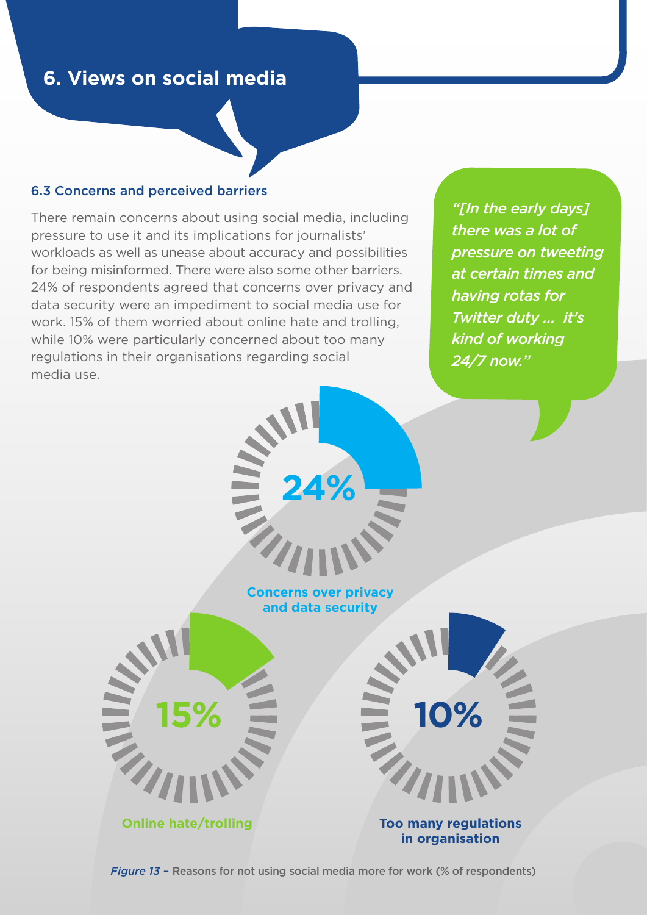## 6. Views on social media

### 6.3 Concerns and perceived barriers

There remain concerns about using social media, including pressure to use it and its implications for journalists' workloads as well as unease about accuracy and possibilities for being misinformed. There were also some other barriers. 24% of respondents agreed that concerns over privacy and data security were an impediment to social media use for work. 15% of them worried about online hate and trolling, while 10% were particularly concerned about too many regulations in their organisations regarding social media use.

*"[In the early days] there was a lot of pressure on tweeting at certain times and having rotas for Twitter duty … it's kind of working 24/7 now."*

**24%** Concerns over privacy and data security

**15%** Online hate/trolling

**10%** Too many regulations in organisation

*Figure 13* – Reasons for not using social media more for work (% of respondents)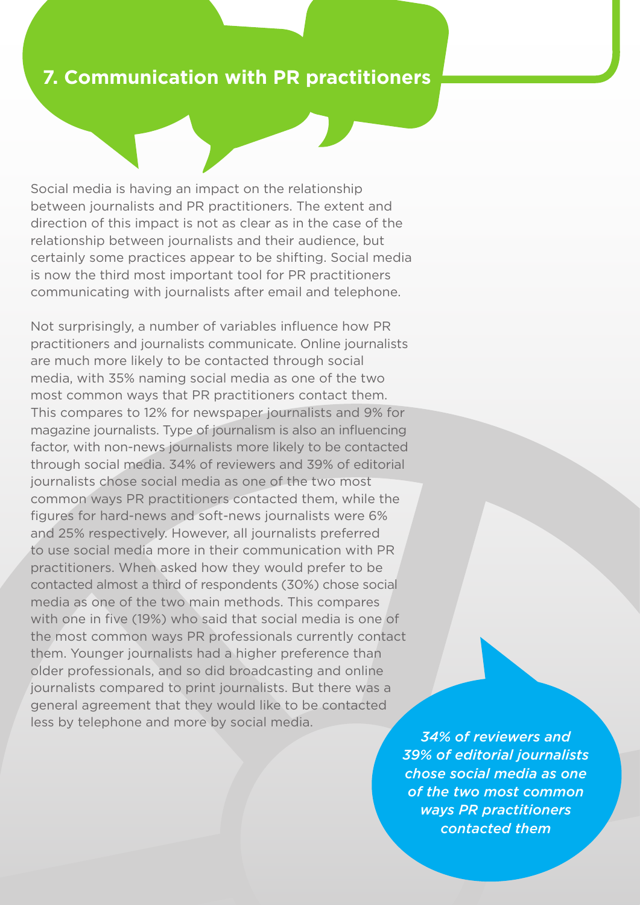## 7. Communication with PR practitioners

Social media is having an impact on the relationship between journalists and PR practitioners. The extent and direction of this impact is not as clear as in the case of the relationship between journalists and their audience, but certainly some practices appear to be shifting. Social media is now the third most important tool for PR practitioners communicating with journalists after email and telephone.

Not surprisingly, a number of variables influence how PR practitioners and journalists communicate. Online journalists are much more likely to be contacted through social media, with 35% naming social media as one of the two most common ways that PR practitioners contact them. This compares to 12% for newspaper journalists and 9% for magazine journalists. Type of journalism is also an influencing factor, with non-news journalists more likely to be contacted through social media. 34% of reviewers and 39% of editorial journalists chose social media as one of the two most common ways PR practitioners contacted them, while the figures for hard-news and soft-news journalists were 6% and 25% respectively. However, all journalists preferred to use social media more in their communication with PR practitioners. When asked how they would prefer to be contacted almost a third of respondents (30%) chose social media as one of the two main methods. This compares with one in five (19%) who said that social media is one of the most common ways PR professionals currently contact them. Younger journalists had a higher preference than older professionals, and so did broadcasting and online journalists compared to print journalists. But there was a general agreement that they would like to be contacted less by telephone and more by social media.

*34% of reviewers and 39% of editorial journalists chose social media as one of the two most common ways PR practitioners contacted them*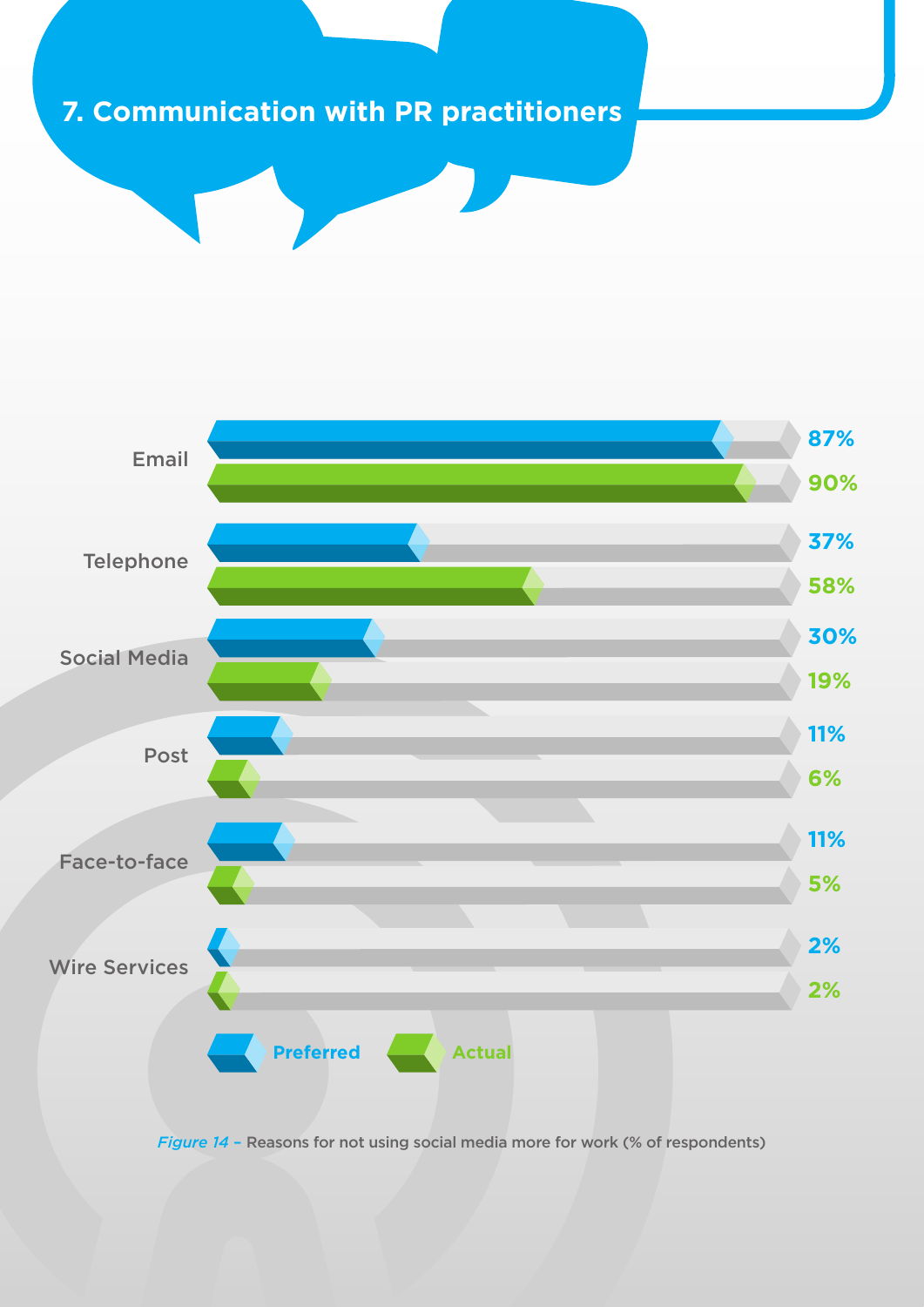# 7. Communication with PR practitioners

| | Preferred | Actual |
| --- | --- | --- |
| Email | 87% | 90% |
| Telephone | 37% | 58% |
| Social Media | 30% | 19% |
| Post | 11% | 6% |
| Face-to-face | 11% | 5% |
| Wire Services | 2% | 2% |

*Figure 14 –* Reasons for not using social media more for work (% of respondents)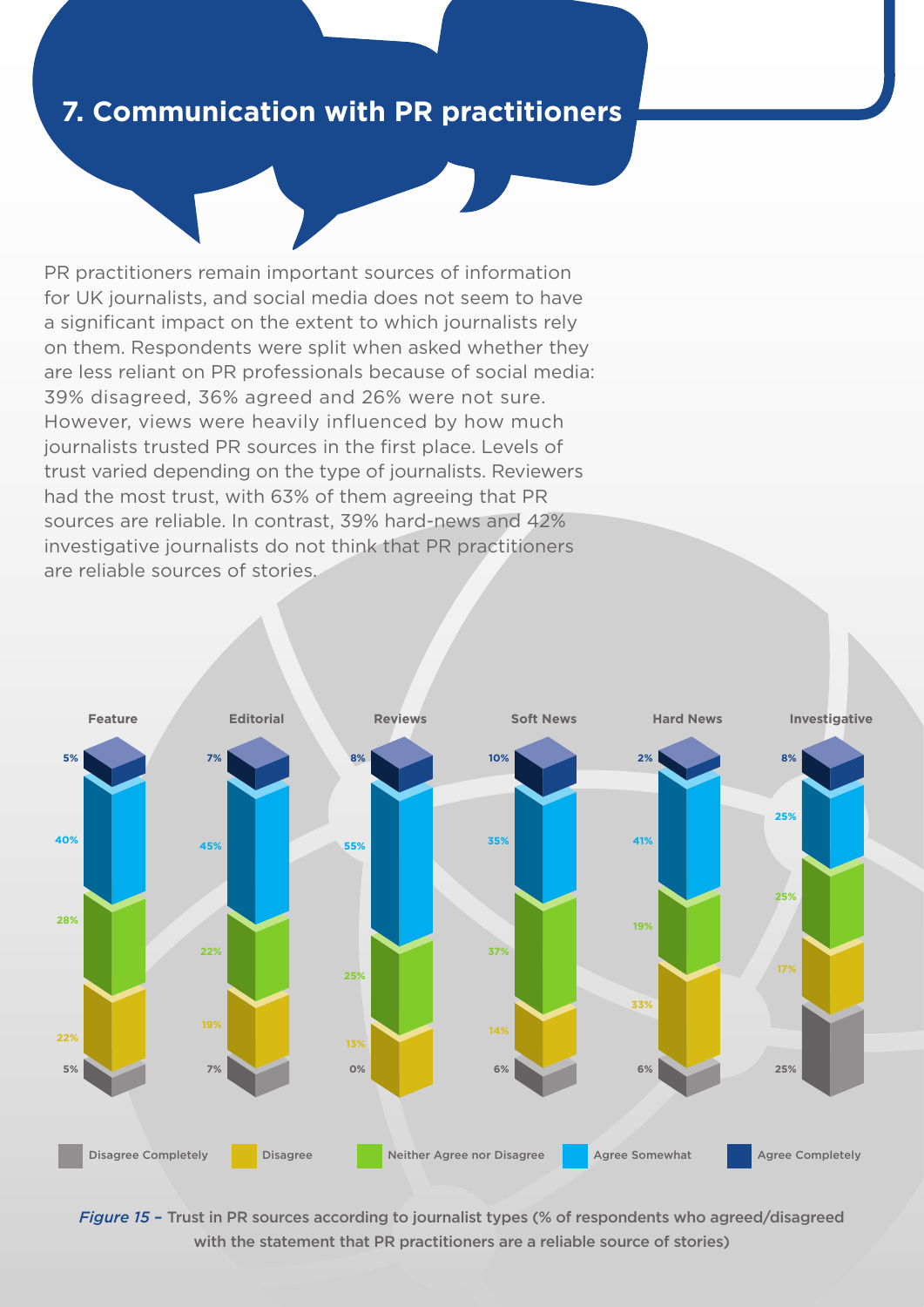## 7. Communication with PR practitioners

PR practitioners remain important sources of information for UK journalists, and social media does not seem to have a significant impact on the extent to which journalists rely on them. Respondents were split when asked whether they are less reliant on PR professionals because of social media: 39% disagreed, 36% agreed and 26% were not sure. However, views were heavily influenced by how much journalists trusted PR sources in the first place. Levels of trust varied depending on the type of journalists. Reviewers had the most trust, with 63% of them agreeing that PR sources are reliable. In contrast, 39% hard-news and 42% investigative journalists do not think that PR practitioners are reliable sources of stories.

| | Feature | Editorial | Reviews | Soft News | Hard News | Investigative |
|---|---|---|---|---|---|---|
| Agree Completely | 5% | 7% | 8% | 10% | 2% | 8% |
| Agree Somewhat | 40% | 45% | 55% | 35% | 41% | 25% |
| Neither Agree nor Disagree | 28% | 22% | 25% | 37% | 19% | 25% |
| Disagree | 22% | 19% | 13% | 14% | 33% | 17% |
| Disagree Completely | 5% | 7% | 0% | 6% | 6% | 25% |

*Figure 15* – Trust in PR sources according to journalist types (% of respondents who agreed/disagreed with the statement that PR practitioners are a reliable source of stories)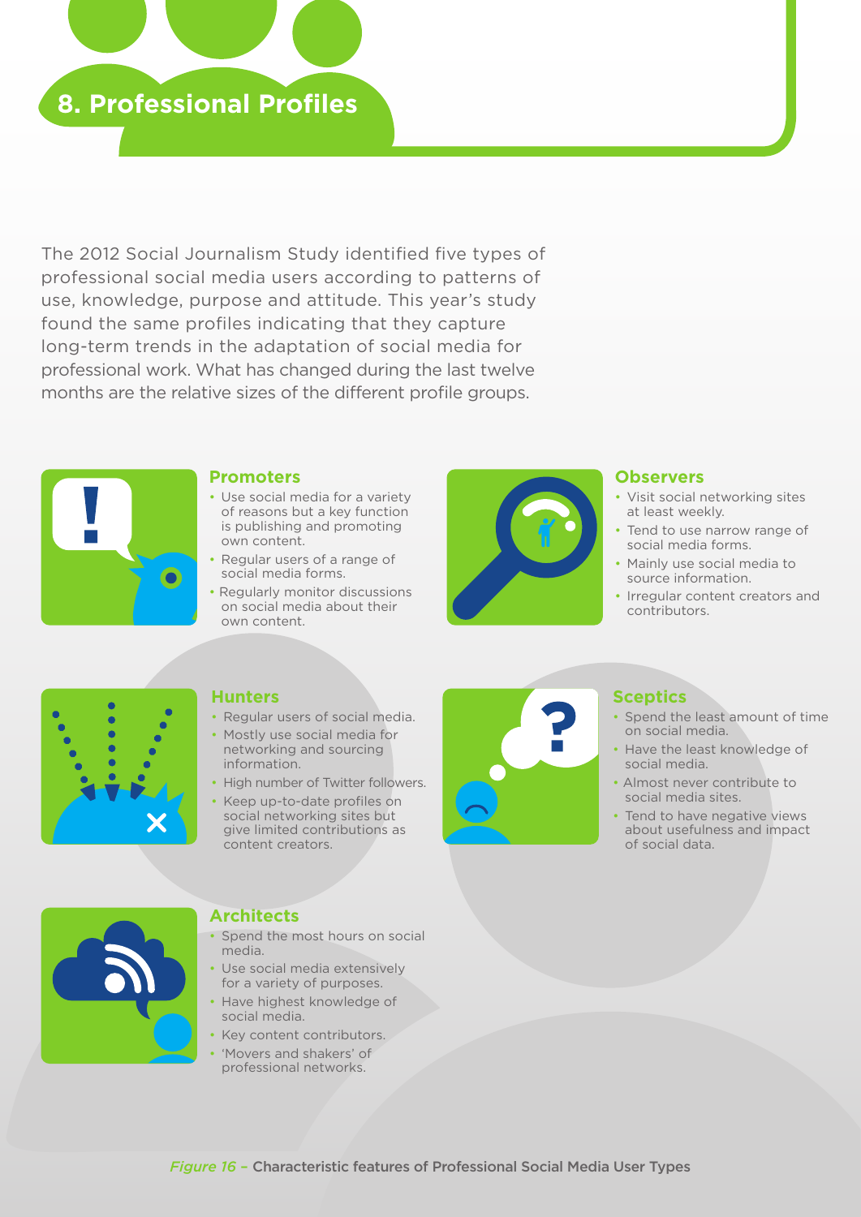## 8. Professional Profiles

The 2012 Social Journalism Study identified five types of professional social media users according to patterns of use, knowledge, purpose and attitude. This year's study found the same profiles indicating that they capture long-term trends in the adaptation of social media for professional work. What has changed during the last twelve months are the relative sizes of the different profile groups.

### Promoters

- Use social media for a variety of reasons but a key function is publishing and promoting own content.
- Regular users of a range of social media forms.
- Regularly monitor discussions on social media about their own content.

### Observers

- Visit social networking sites at least weekly.
- Tend to use narrow range of social media forms.
- Mainly use social media to source information.
- Irregular content creators and contributors.

### Hunters

- Regular users of social media.
- Mostly use social media for networking and sourcing information.
- High number of Twitter followers.
- Keep up-to-date profiles on social networking sites but give limited contributions as content creators.

### Sceptics

- Spend the least amount of time on social media.
- Have the least knowledge of social media.
- Almost never contribute to social media sites.
- Tend to have negative views about usefulness and impact of social data.

### Architects

- Spend the most hours on social media.
- Use social media extensively for a variety of purposes.
- Have highest knowledge of social media.
- Key content contributors.
- 'Movers and shakers' of professional networks.

*Figure 16* – Characteristic features of Professional Social Media User Types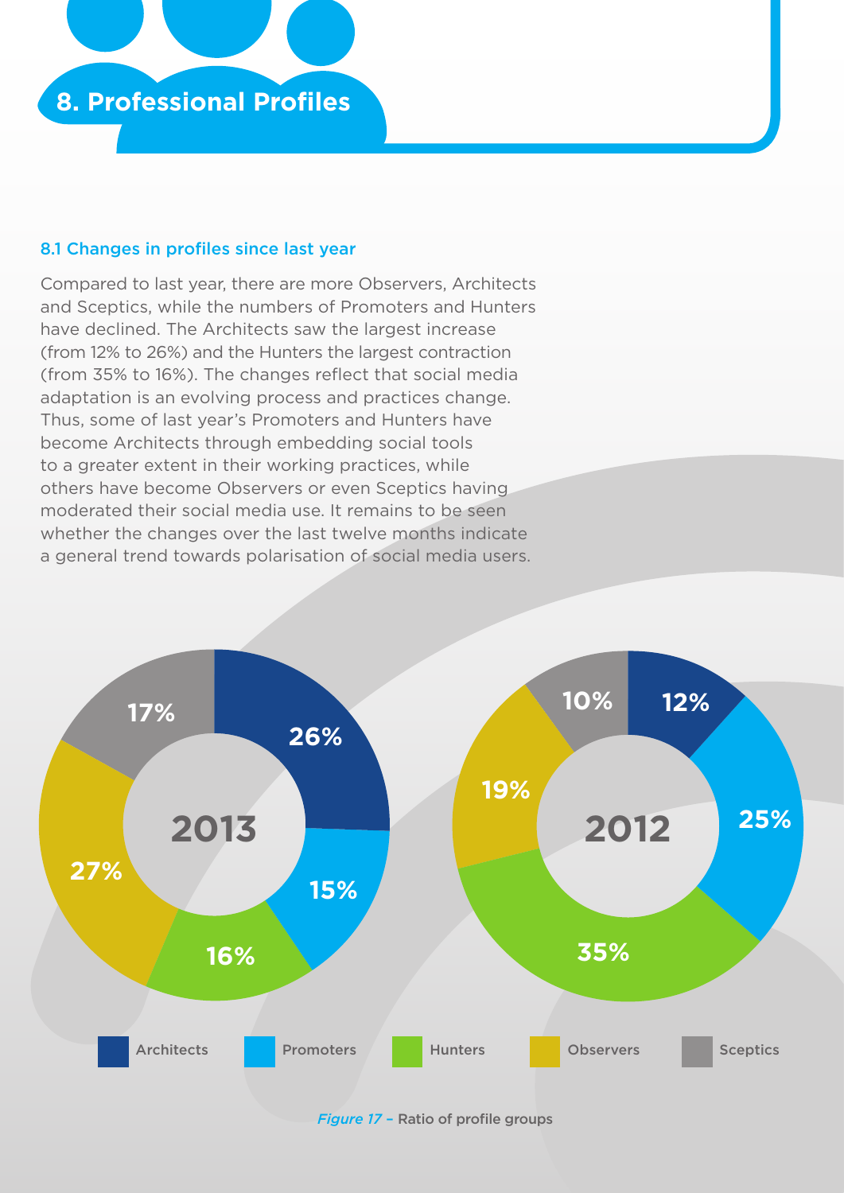# 8. Professional Profiles

### 8.1 Changes in profiles since last year

Compared to last year, there are more Observers, Architects and Sceptics, while the numbers of Promoters and Hunters have declined. The Architects saw the largest increase (from 12% to 26%) and the Hunters the largest contraction (from 35% to 16%). The changes reflect that social media adaptation is an evolving process and practices change. Thus, some of last year's Promoters and Hunters have become Architects through embedding social tools to a greater extent in their working practices, while others have become Observers or even Sceptics having moderated their social media use. It remains to be seen whether the changes over the last twelve months indicate a general trend towards polarisation of social media users.

| Profile | 2013 | 2012 |
| --- | --- | --- |
| Architects | 26% | 12% |
| Promoters | 15% | 25% |
| Hunters | 16% | 35% |
| Observers | 27% | 19% |
| Sceptics | 17% | 10% |

*Figure 17* – Ratio of profile groups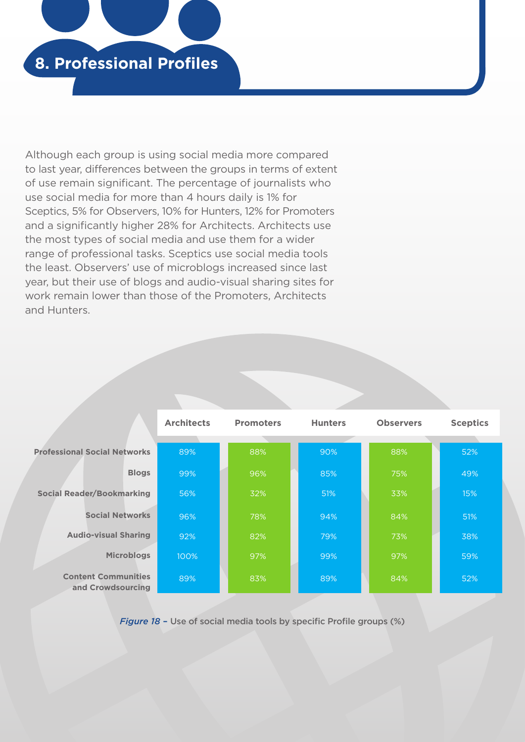## 8. Professional Profiles

Although each group is using social media more compared to last year, differences between the groups in terms of extent of use remain significant. The percentage of journalists who use social media for more than 4 hours daily is 1% for Sceptics, 5% for Observers, 10% for Hunters, 12% for Promoters and a significantly higher 28% for Architects. Architects use the most types of social media and use them for a wider range of professional tasks. Sceptics use social media tools the least. Observers' use of microblogs increased since last year, but their use of blogs and audio-visual sharing sites for work remain lower than those of the Promoters, Architects and Hunters.

| | Architects | Promoters | Hunters | Observers | Sceptics |
|---|---|---|---|---|---|
| Professional Social Networks | 89% | 88% | 90% | 88% | 52% |
| Blogs | 99% | 96% | 85% | 75% | 49% |
| Social Reader/Bookmarking | 56% | 32% | 51% | 33% | 15% |
| Social Networks | 96% | 78% | 94% | 84% | 51% |
| Audio-visual Sharing | 92% | 82% | 79% | 73% | 38% |
| Microblogs | 100% | 97% | 99% | 97% | 59% |
| Content Communities and Crowdsourcing | 89% | 83% | 89% | 84% | 52% |

*Figure 18* – Use of social media tools by specific Profile groups (%)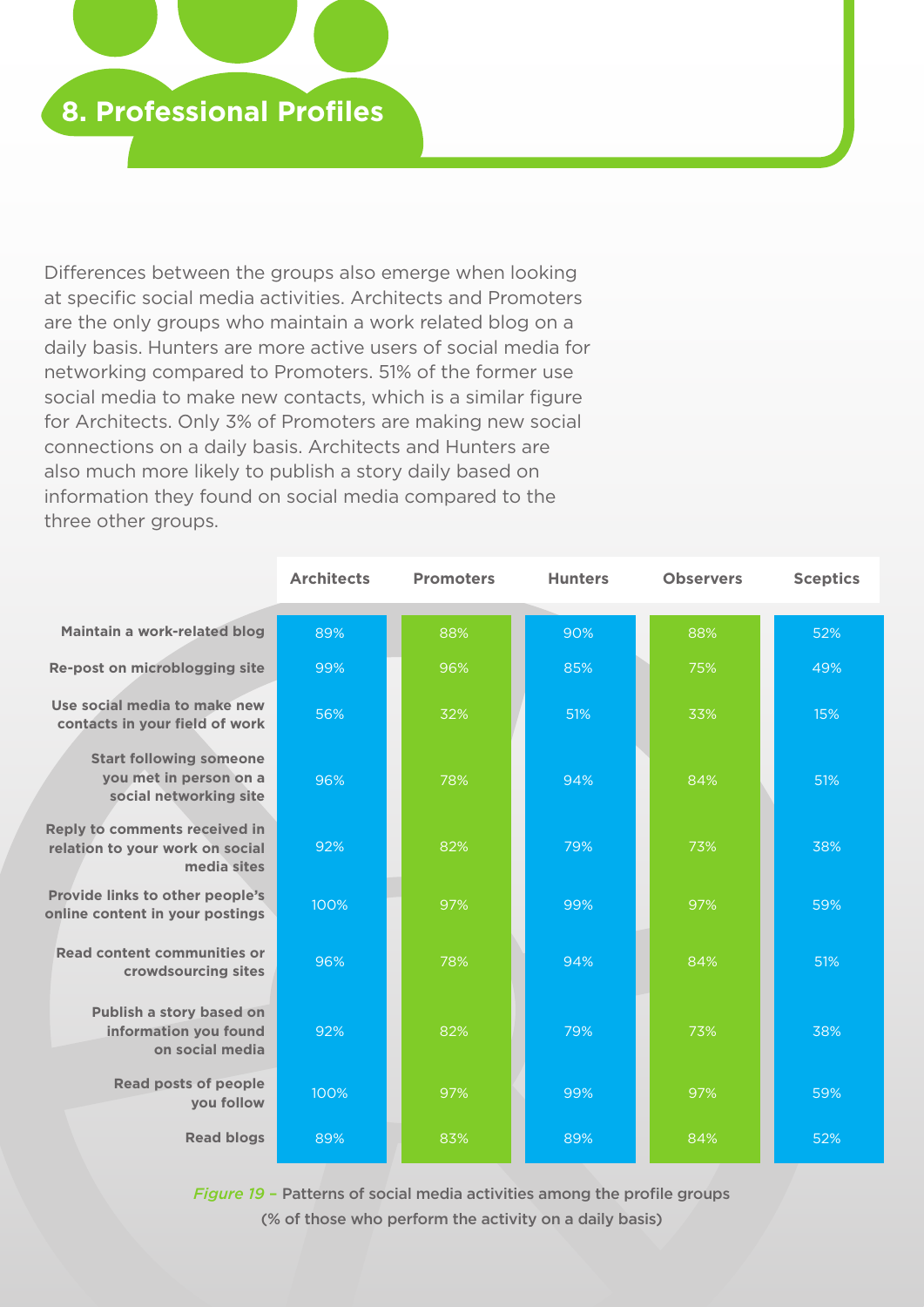# 8. Professional Profiles

Differences between the groups also emerge when looking at specific social media activities. Architects and Promoters are the only groups who maintain a work related blog on a daily basis. Hunters are more active users of social media for networking compared to Promoters. 51% of the former use social media to make new contacts, which is a similar figure for Architects. Only 3% of Promoters are making new social connections on a daily basis. Architects and Hunters are also much more likely to publish a story daily based on information they found on social media compared to the three other groups.

| | Architects | Promoters | Hunters | Observers | Sceptics |
|---|---|---|---|---|---|
| Maintain a work-related blog | 89% | 88% | 90% | 88% | 52% |
| Re-post on microblogging site | 99% | 96% | 85% | 75% | 49% |
| Use social media to make new contacts in your field of work | 56% | 32% | 51% | 33% | 15% |
| Start following someone you met in person on a social networking site | 96% | 78% | 94% | 84% | 51% |
| Reply to comments received in relation to your work on social media sites | 92% | 82% | 79% | 73% | 38% |
| Provide links to other people's online content in your postings | 100% | 97% | 99% | 97% | 59% |
| Read content communities or crowdsourcing sites | 96% | 78% | 94% | 84% | 51% |
| Publish a story based on information you found on social media | 92% | 82% | 79% | 73% | 38% |
| Read posts of people you follow | 100% | 97% | 99% | 97% | 59% |
| Read blogs | 89% | 83% | 89% | 84% | 52% |

*Figure 19 –* Patterns of social media activities among the profile groups (% of those who perform the activity on a daily basis)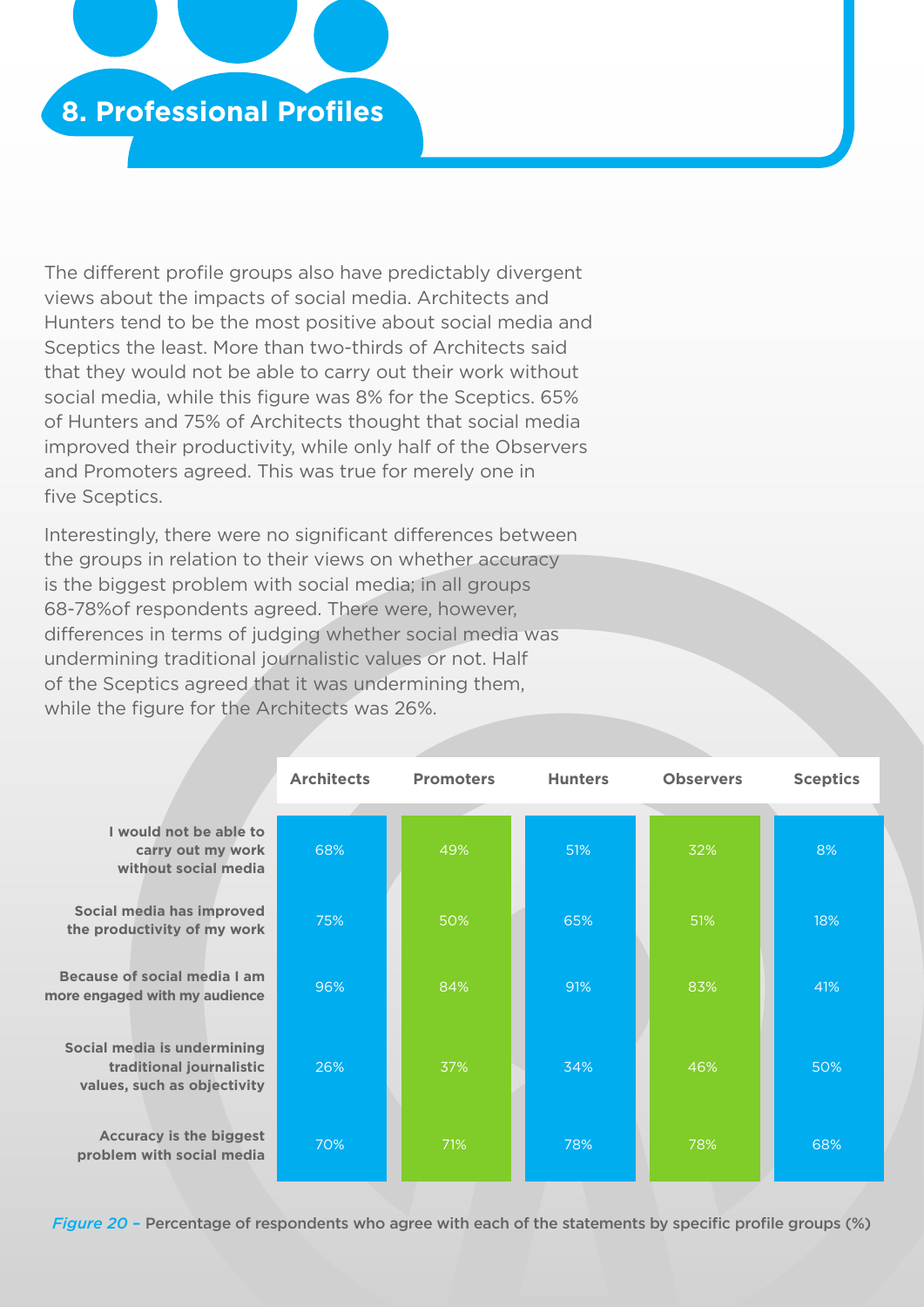## 8. Professional Profiles

The different profile groups also have predictably divergent views about the impacts of social media. Architects and Hunters tend to be the most positive about social media and Sceptics the least. More than two-thirds of Architects said that they would not be able to carry out their work without social media, while this figure was 8% for the Sceptics. 65% of Hunters and 75% of Architects thought that social media improved their productivity, while only half of the Observers and Promoters agreed. This was true for merely one in five Sceptics.

Interestingly, there were no significant differences between the groups in relation to their views on whether accuracy is the biggest problem with social media; in all groups 68-78%of respondents agreed. There were, however, differences in terms of judging whether social media was undermining traditional journalistic values or not. Half of the Sceptics agreed that it was undermining them, while the figure for the Architects was 26%.

| | Architects | Promoters | Hunters | Observers | Sceptics |
|---|---|---|---|---|---|
| I would not be able to carry out my work without social media | 68% | 49% | 51% | 32% | 8% |
| Social media has improved the productivity of my work | 75% | 50% | 65% | 51% | 18% |
| Because of social media I am more engaged with my audience | 96% | 84% | 91% | 83% | 41% |
| Social media is undermining traditional journalistic values, such as objectivity | 26% | 37% | 34% | 46% | 50% |
| Accuracy is the biggest problem with social media | 70% | 71% | 78% | 78% | 68% |

*Figure 20* – Percentage of respondents who agree with each of the statements by specific profile groups (%)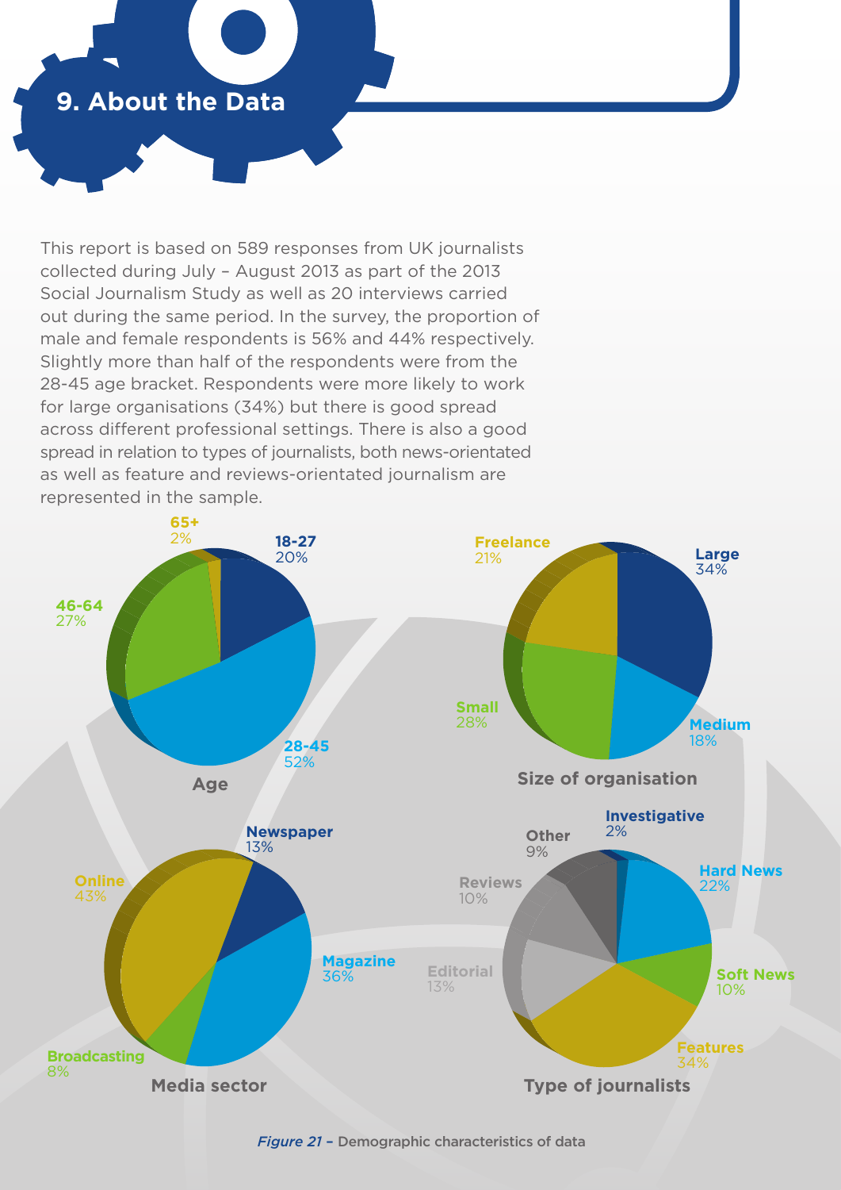# 9. About the Data

This report is based on 589 responses from UK journalists collected during July – August 2013 as part of the 2013 Social Journalism Study as well as 20 interviews carried out during the same period. In the survey, the proportion of male and female respondents is 56% and 44% respectively. Slightly more than half of the respondents were from the 28-45 age bracket. Respondents were more likely to work for large organisations (34%) but there is good spread across different professional settings. There is also a good spread in relation to types of journalists, both news-orientated as well as feature and reviews-orientated journalism are represented in the sample.

**Age**

| Age | % |
| --- | --- |
| 18-27 | 20% |
| 28-45 | 52% |
| 46-64 | 27% |
| 65+ | 2% |

**Size of organisation**

| Size | % |
| --- | --- |
| Large | 34% |
| Medium | 18% |
| Small | 28% |
| Freelance | 21% |

**Media sector**

| Sector | % |
| --- | --- |
| Newspaper | 13% |
| Magazine | 36% |
| Broadcasting | 8% |
| Online | 43% |

**Type of journalists**

| Type | % |
| --- | --- |
| Investigative | 2% |
| Hard News | 22% |
| Soft News | 10% |
| Features | 34% |
| Editorial | 13% |
| Reviews | 10% |
| Other | 9% |

*Figure 21* – Demographic characteristics of data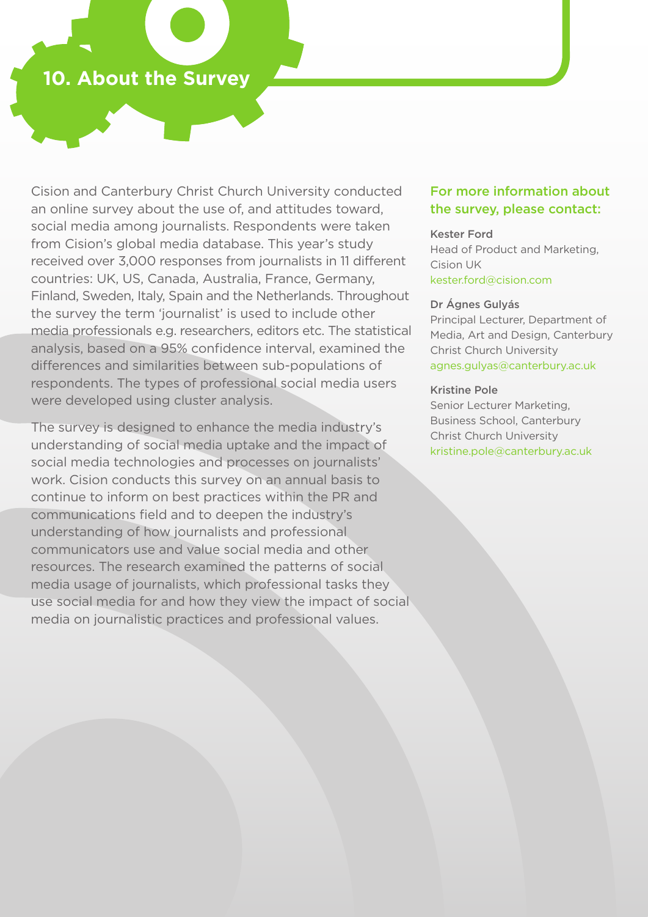# 10. About the Survey

Cision and Canterbury Christ Church University conducted an online survey about the use of, and attitudes toward, social media among journalists. Respondents were taken from Cision's global media database. This year's study received over 3,000 responses from journalists in 11 different countries: UK, US, Canada, Australia, France, Germany, Finland, Sweden, Italy, Spain and the Netherlands. Throughout the survey the term 'journalist' is used to include other media professionals e.g. researchers, editors etc. The statistical analysis, based on a 95% confidence interval, examined the differences and similarities between sub-populations of respondents. The types of professional social media users were developed using cluster analysis.

The survey is designed to enhance the media industry's understanding of social media uptake and the impact of social media technologies and processes on journalists' work. Cision conducts this survey on an annual basis to continue to inform on best practices within the PR and communications field and to deepen the industry's understanding of how journalists and professional communicators use and value social media and other resources. The research examined the patterns of social media usage of journalists, which professional tasks they use social media for and how they view the impact of social media on journalistic practices and professional values.

### For more information about the survey, please contact:

**Kester Ford**
Head of Product and Marketing, Cision UK
kester.ford@cision.com

**Dr Ágnes Gulyás**
Principal Lecturer, Department of Media, Art and Design, Canterbury Christ Church University
agnes.gulyas@canterbury.ac.uk

**Kristine Pole**
Senior Lecturer Marketing, Business School, Canterbury Christ Church University
kristine.pole@canterbury.ac.uk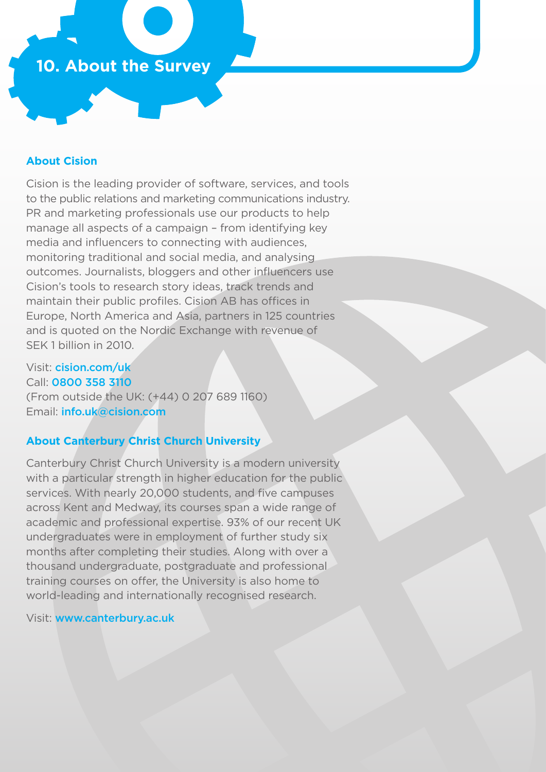# 10. About the Survey

## About Cision

Cision is the leading provider of software, services, and tools to the public relations and marketing communications industry. PR and marketing professionals use our products to help manage all aspects of a campaign – from identifying key media and influencers to connecting with audiences, monitoring traditional and social media, and analysing outcomes. Journalists, bloggers and other influencers use Cision's tools to research story ideas, track trends and maintain their public profiles. Cision AB has offices in Europe, North America and Asia, partners in 125 countries and is quoted on the Nordic Exchange with revenue of SEK 1 billion in 2010.

Visit: cision.com/uk
Call: 0800 358 3110
(From outside the UK: (+44) 0 207 689 1160)
Email: info.uk@cision.com

## About Canterbury Christ Church University

Canterbury Christ Church University is a modern university with a particular strength in higher education for the public services. With nearly 20,000 students, and five campuses across Kent and Medway, its courses span a wide range of academic and professional expertise. 93% of our recent UK undergraduates were in employment of further study six months after completing their studies. Along with over a thousand undergraduate, postgraduate and professional training courses on offer, the University is also home to world-leading and internationally recognised research.

Visit: www.canterbury.ac.uk